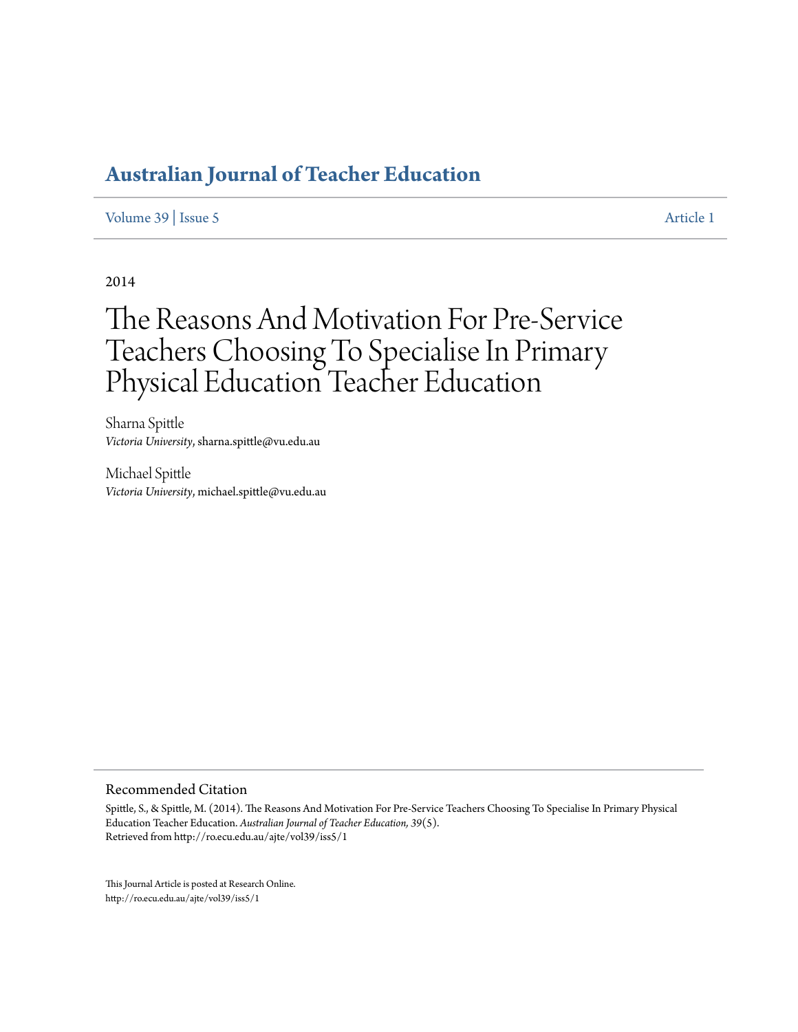# Australian Journal of Teacher Education

Volume 39 | Issue 5 Article 1

2014

# The Reasons And Motivation For Pre-Service Teachers Choosing To Specialise In Primary Physical Education Teacher Education

Sharna Spittle
*Victoria University*, sharna.spittle@vu.edu.au

Michael Spittle
*Victoria University*, michael.spittle@vu.edu.au

## Recommended Citation

Spittle, S., & Spittle, M. (2014). The Reasons And Motivation For Pre-Service Teachers Choosing To Specialise In Primary Physical Education Teacher Education. *Australian Journal of Teacher Education, 39*(5).
Retrieved from http://ro.ecu.edu.au/ajte/vol39/iss5/1

This Journal Article is posted at Research Online.
http://ro.ecu.edu.au/ajte/vol39/iss5/1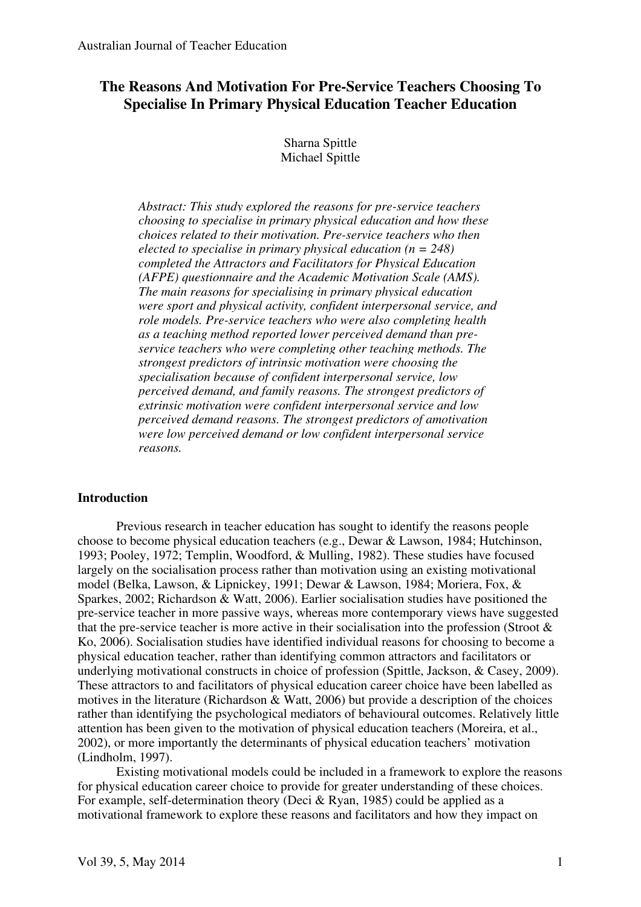# The Reasons And Motivation For Pre-Service Teachers Choosing To Specialise In Primary Physical Education Teacher Education

Sharna Spittle
Michael Spittle

*Abstract: This study explored the reasons for pre-service teachers choosing to specialise in primary physical education and how these choices related to their motivation. Pre-service teachers who then elected to specialise in primary physical education (n = 248) completed the Attractors and Facilitators for Physical Education (AFPE) questionnaire and the Academic Motivation Scale (AMS). The main reasons for specialising in primary physical education were sport and physical activity, confident interpersonal service, and role models. Pre-service teachers who were also completing health as a teaching method reported lower perceived demand than pre-service teachers who were completing other teaching methods. The strongest predictors of intrinsic motivation were choosing the specialisation because of confident interpersonal service, low perceived demand, and family reasons. The strongest predictors of extrinsic motivation were confident interpersonal service and low perceived demand reasons. The strongest predictors of amotivation were low perceived demand or low confident interpersonal service reasons.*

## Introduction

Previous research in teacher education has sought to identify the reasons people choose to become physical education teachers (e.g., Dewar & Lawson, 1984; Hutchinson, 1993; Pooley, 1972; Templin, Woodford, & Mulling, 1982). These studies have focused largely on the socialisation process rather than motivation using an existing motivational model (Belka, Lawson, & Lipnickey, 1991; Dewar & Lawson, 1984; Moriera, Fox, & Sparkes, 2002; Richardson & Watt, 2006). Earlier socialisation studies have positioned the pre-service teacher in more passive ways, whereas more contemporary views have suggested that the pre-service teacher is more active in their socialisation into the profession (Stroot & Ko, 2006). Socialisation studies have identified individual reasons for choosing to become a physical education teacher, rather than identifying common attractors and facilitators or underlying motivational constructs in choice of profession (Spittle, Jackson, & Casey, 2009). These attractors to and facilitators of physical education career choice have been labelled as motives in the literature (Richardson & Watt, 2006) but provide a description of the choices rather than identifying the psychological mediators of behavioural outcomes. Relatively little attention has been given to the motivation of physical education teachers (Moreira, et al., 2002), or more importantly the determinants of physical education teachers' motivation (Lindholm, 1997).

Existing motivational models could be included in a framework to explore the reasons for physical education career choice to provide for greater understanding of these choices. For example, self-determination theory (Deci & Ryan, 1985) could be applied as a motivational framework to explore these reasons and facilitators and how they impact on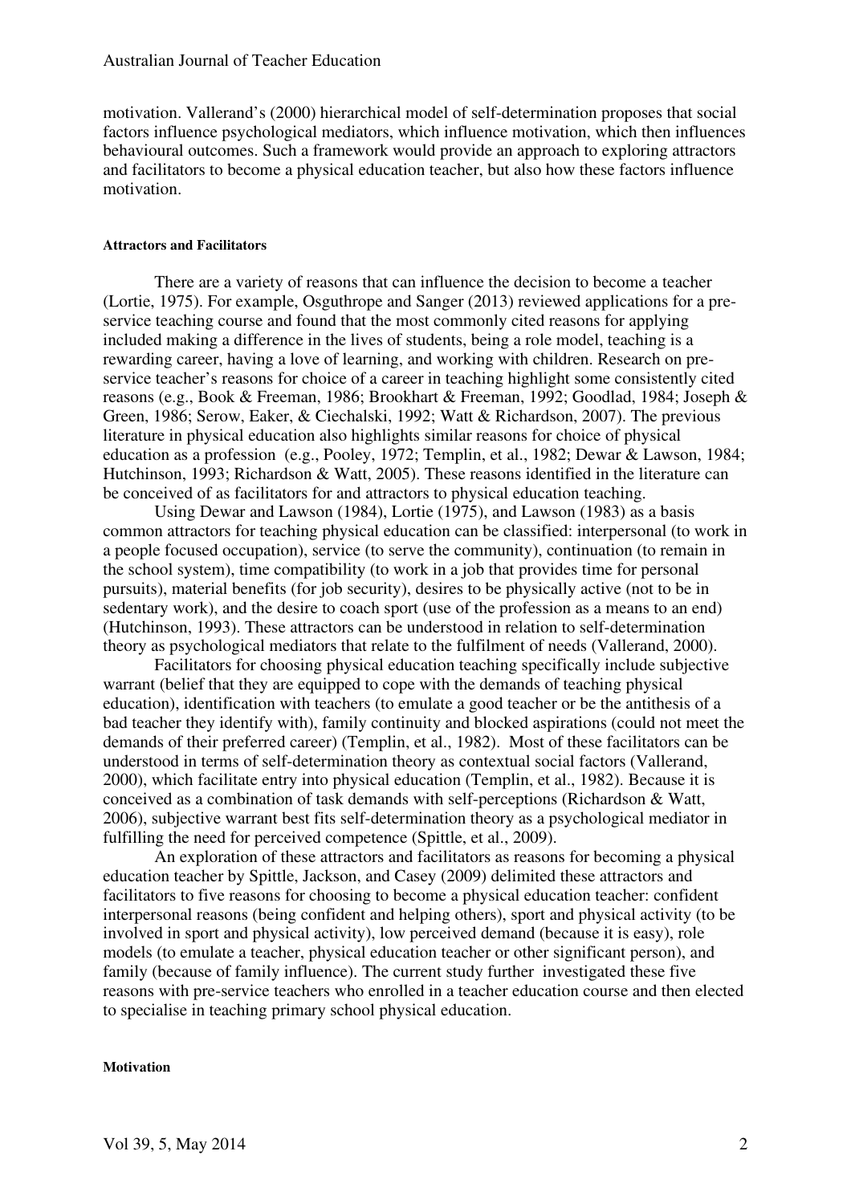motivation. Vallerand's (2000) hierarchical model of self-determination proposes that social factors influence psychological mediators, which influence motivation, which then influences behavioural outcomes. Such a framework would provide an approach to exploring attractors and facilitators to become a physical education teacher, but also how these factors influence motivation.

#### Attractors and Facilitators

There are a variety of reasons that can influence the decision to become a teacher (Lortie, 1975). For example, Osguthrope and Sanger (2013) reviewed applications for a pre-service teaching course and found that the most commonly cited reasons for applying included making a difference in the lives of students, being a role model, teaching is a rewarding career, having a love of learning, and working with children. Research on pre-service teacher's reasons for choice of a career in teaching highlight some consistently cited reasons (e.g., Book & Freeman, 1986; Brookhart & Freeman, 1992; Goodlad, 1984; Joseph & Green, 1986; Serow, Eaker, & Ciechalski, 1992; Watt & Richardson, 2007). The previous literature in physical education also highlights similar reasons for choice of physical education as a profession (e.g., Pooley, 1972; Templin, et al., 1982; Dewar & Lawson, 1984; Hutchinson, 1993; Richardson & Watt, 2005). These reasons identified in the literature can be conceived of as facilitators for and attractors to physical education teaching.

Using Dewar and Lawson (1984), Lortie (1975), and Lawson (1983) as a basis common attractors for teaching physical education can be classified: interpersonal (to work in a people focused occupation), service (to serve the community), continuation (to remain in the school system), time compatibility (to work in a job that provides time for personal pursuits), material benefits (for job security), desires to be physically active (not to be in sedentary work), and the desire to coach sport (use of the profession as a means to an end) (Hutchinson, 1993). These attractors can be understood in relation to self-determination theory as psychological mediators that relate to the fulfilment of needs (Vallerand, 2000).

Facilitators for choosing physical education teaching specifically include subjective warrant (belief that they are equipped to cope with the demands of teaching physical education), identification with teachers (to emulate a good teacher or be the antithesis of a bad teacher they identify with), family continuity and blocked aspirations (could not meet the demands of their preferred career) (Templin, et al., 1982). Most of these facilitators can be understood in terms of self-determination theory as contextual social factors (Vallerand, 2000), which facilitate entry into physical education (Templin, et al., 1982). Because it is conceived as a combination of task demands with self-perceptions (Richardson & Watt, 2006), subjective warrant best fits self-determination theory as a psychological mediator in fulfilling the need for perceived competence (Spittle, et al., 2009).

An exploration of these attractors and facilitators as reasons for becoming a physical education teacher by Spittle, Jackson, and Casey (2009) delimited these attractors and facilitators to five reasons for choosing to become a physical education teacher: confident interpersonal reasons (being confident and helping others), sport and physical activity (to be involved in sport and physical activity), low perceived demand (because it is easy), role models (to emulate a teacher, physical education teacher or other significant person), and family (because of family influence). The current study further investigated these five reasons with pre-service teachers who enrolled in a teacher education course and then elected to specialise in teaching primary school physical education.

#### Motivation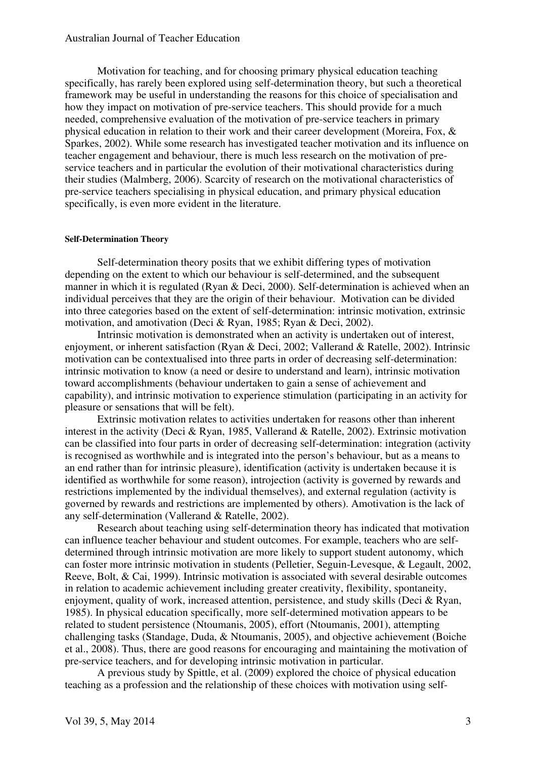Motivation for teaching, and for choosing primary physical education teaching specifically, has rarely been explored using self-determination theory, but such a theoretical framework may be useful in understanding the reasons for this choice of specialisation and how they impact on motivation of pre-service teachers. This should provide for a much needed, comprehensive evaluation of the motivation of pre-service teachers in primary physical education in relation to their work and their career development (Moreira, Fox, & Sparkes, 2002). While some research has investigated teacher motivation and its influence on teacher engagement and behaviour, there is much less research on the motivation of pre-service teachers and in particular the evolution of their motivational characteristics during their studies (Malmberg, 2006). Scarcity of research on the motivational characteristics of pre-service teachers specialising in physical education, and primary physical education specifically, is even more evident in the literature.

#### Self-Determination Theory

Self-determination theory posits that we exhibit differing types of motivation depending on the extent to which our behaviour is self-determined, and the subsequent manner in which it is regulated (Ryan & Deci, 2000). Self-determination is achieved when an individual perceives that they are the origin of their behaviour. Motivation can be divided into three categories based on the extent of self-determination: intrinsic motivation, extrinsic motivation, and amotivation (Deci & Ryan, 1985; Ryan & Deci, 2002).

Intrinsic motivation is demonstrated when an activity is undertaken out of interest, enjoyment, or inherent satisfaction (Ryan & Deci, 2002; Vallerand & Ratelle, 2002). Intrinsic motivation can be contextualised into three parts in order of decreasing self-determination: intrinsic motivation to know (a need or desire to understand and learn), intrinsic motivation toward accomplishments (behaviour undertaken to gain a sense of achievement and capability), and intrinsic motivation to experience stimulation (participating in an activity for pleasure or sensations that will be felt).

Extrinsic motivation relates to activities undertaken for reasons other than inherent interest in the activity (Deci & Ryan, 1985, Vallerand & Ratelle, 2002). Extrinsic motivation can be classified into four parts in order of decreasing self-determination: integration (activity is recognised as worthwhile and is integrated into the person's behaviour, but as a means to an end rather than for intrinsic pleasure), identification (activity is undertaken because it is identified as worthwhile for some reason), introjection (activity is governed by rewards and restrictions implemented by the individual themselves), and external regulation (activity is governed by rewards and restrictions are implemented by others). Amotivation is the lack of any self-determination (Vallerand & Ratelle, 2002).

Research about teaching using self-determination theory has indicated that motivation can influence teacher behaviour and student outcomes. For example, teachers who are self-determined through intrinsic motivation are more likely to support student autonomy, which can foster more intrinsic motivation in students (Pelletier, Seguin-Levesque, & Legault, 2002, Reeve, Bolt, & Cai, 1999). Intrinsic motivation is associated with several desirable outcomes in relation to academic achievement including greater creativity, flexibility, spontaneity, enjoyment, quality of work, increased attention, persistence, and study skills (Deci & Ryan, 1985). In physical education specifically, more self-determined motivation appears to be related to student persistence (Ntoumanis, 2005), effort (Ntoumanis, 2001), attempting challenging tasks (Standage, Duda, & Ntoumanis, 2005), and objective achievement (Boiche et al., 2008). Thus, there are good reasons for encouraging and maintaining the motivation of pre-service teachers, and for developing intrinsic motivation in particular.

A previous study by Spittle, et al. (2009) explored the choice of physical education teaching as a profession and the relationship of these choices with motivation using self-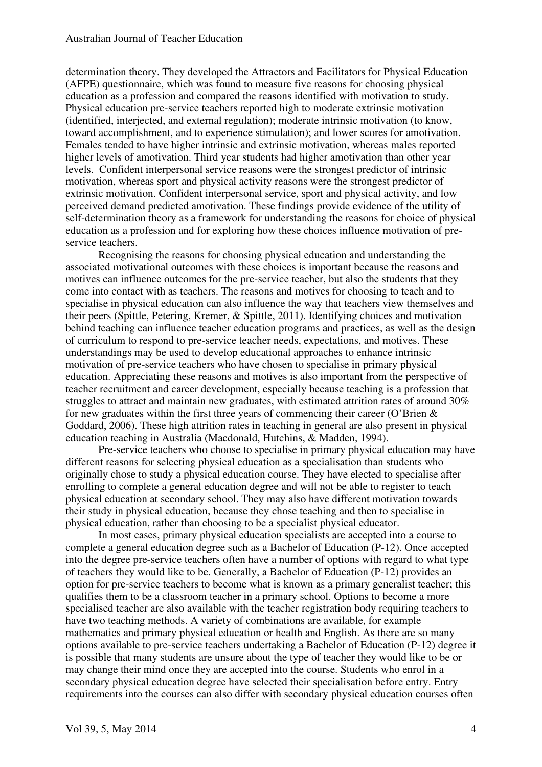determination theory. They developed the Attractors and Facilitators for Physical Education (AFPE) questionnaire, which was found to measure five reasons for choosing physical education as a profession and compared the reasons identified with motivation to study. Physical education pre-service teachers reported high to moderate extrinsic motivation (identified, interjected, and external regulation); moderate intrinsic motivation (to know, toward accomplishment, and to experience stimulation); and lower scores for amotivation. Females tended to have higher intrinsic and extrinsic motivation, whereas males reported higher levels of amotivation. Third year students had higher amotivation than other year levels. Confident interpersonal service reasons were the strongest predictor of intrinsic motivation, whereas sport and physical activity reasons were the strongest predictor of extrinsic motivation. Confident interpersonal service, sport and physical activity, and low perceived demand predicted amotivation. These findings provide evidence of the utility of self-determination theory as a framework for understanding the reasons for choice of physical education as a profession and for exploring how these choices influence motivation of pre-service teachers.

Recognising the reasons for choosing physical education and understanding the associated motivational outcomes with these choices is important because the reasons and motives can influence outcomes for the pre-service teacher, but also the students that they come into contact with as teachers. The reasons and motives for choosing to teach and to specialise in physical education can also influence the way that teachers view themselves and their peers (Spittle, Petering, Kremer, & Spittle, 2011). Identifying choices and motivation behind teaching can influence teacher education programs and practices, as well as the design of curriculum to respond to pre-service teacher needs, expectations, and motives. These understandings may be used to develop educational approaches to enhance intrinsic motivation of pre-service teachers who have chosen to specialise in primary physical education. Appreciating these reasons and motives is also important from the perspective of teacher recruitment and career development, especially because teaching is a profession that struggles to attract and maintain new graduates, with estimated attrition rates of around 30% for new graduates within the first three years of commencing their career (O'Brien & Goddard, 2006). These high attrition rates in teaching in general are also present in physical education teaching in Australia (Macdonald, Hutchins, & Madden, 1994).

Pre-service teachers who choose to specialise in primary physical education may have different reasons for selecting physical education as a specialisation than students who originally chose to study a physical education course. They have elected to specialise after enrolling to complete a general education degree and will not be able to register to teach physical education at secondary school. They may also have different motivation towards their study in physical education, because they chose teaching and then to specialise in physical education, rather than choosing to be a specialist physical educator.

In most cases, primary physical education specialists are accepted into a course to complete a general education degree such as a Bachelor of Education (P-12). Once accepted into the degree pre-service teachers often have a number of options with regard to what type of teachers they would like to be. Generally, a Bachelor of Education (P-12) provides an option for pre-service teachers to become what is known as a primary generalist teacher; this qualifies them to be a classroom teacher in a primary school. Options to become a more specialised teacher are also available with the teacher registration body requiring teachers to have two teaching methods. A variety of combinations are available, for example mathematics and primary physical education or health and English. As there are so many options available to pre-service teachers undertaking a Bachelor of Education (P-12) degree it is possible that many students are unsure about the type of teacher they would like to be or may change their mind once they are accepted into the course. Students who enrol in a secondary physical education degree have selected their specialisation before entry. Entry requirements into the courses can also differ with secondary physical education courses often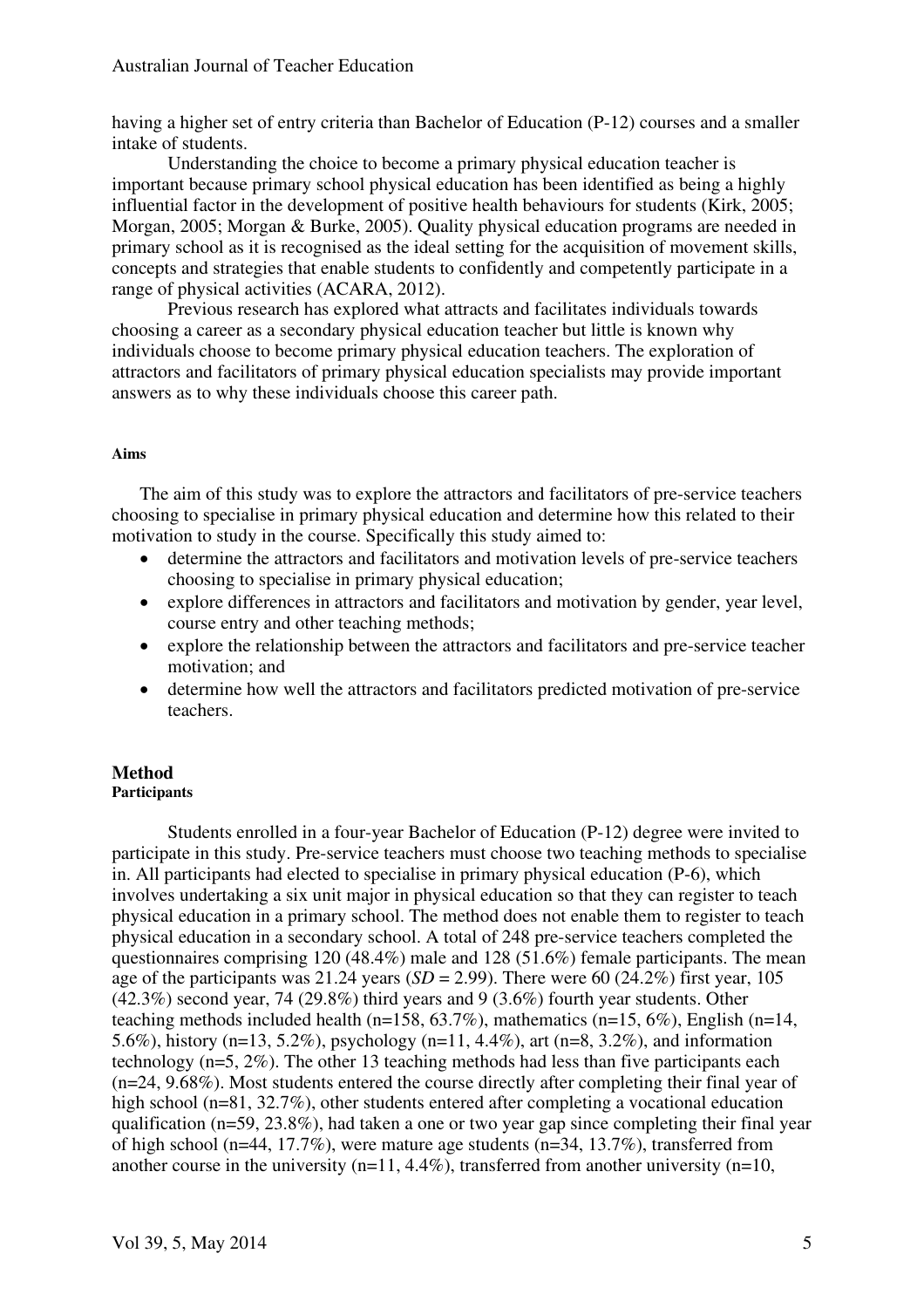having a higher set of entry criteria than Bachelor of Education (P-12) courses and a smaller intake of students.

Understanding the choice to become a primary physical education teacher is important because primary school physical education has been identified as being a highly influential factor in the development of positive health behaviours for students (Kirk, 2005; Morgan, 2005; Morgan & Burke, 2005). Quality physical education programs are needed in primary school as it is recognised as the ideal setting for the acquisition of movement skills, concepts and strategies that enable students to confidently and competently participate in a range of physical activities (ACARA, 2012).

Previous research has explored what attracts and facilitates individuals towards choosing a career as a secondary physical education teacher but little is known why individuals choose to become primary physical education teachers. The exploration of attractors and facilitators of primary physical education specialists may provide important answers as to why these individuals choose this career path.

#### Aims

The aim of this study was to explore the attractors and facilitators of pre-service teachers choosing to specialise in primary physical education and determine how this related to their motivation to study in the course. Specifically this study aimed to:

- determine the attractors and facilitators and motivation levels of pre-service teachers choosing to specialise in primary physical education;
- explore differences in attractors and facilitators and motivation by gender, year level, course entry and other teaching methods;
- explore the relationship between the attractors and facilitators and pre-service teacher motivation; and
- determine how well the attractors and facilitators predicted motivation of pre-service teachers.

## Method

#### Participants

Students enrolled in a four-year Bachelor of Education (P-12) degree were invited to participate in this study. Pre-service teachers must choose two teaching methods to specialise in. All participants had elected to specialise in primary physical education (P-6), which involves undertaking a six unit major in physical education so that they can register to teach physical education in a primary school. The method does not enable them to register to teach physical education in a secondary school. A total of 248 pre-service teachers completed the questionnaires comprising 120 (48.4%) male and 128 (51.6%) female participants. The mean age of the participants was 21.24 years (*SD* = 2.99). There were 60 (24.2%) first year, 105 (42.3%) second year, 74 (29.8%) third years and 9 (3.6%) fourth year students. Other teaching methods included health (n=158, 63.7%), mathematics (n=15, 6%), English (n=14, 5.6%), history (n=13, 5.2%), psychology (n=11, 4.4%), art (n=8, 3.2%), and information technology (n=5, 2%). The other 13 teaching methods had less than five participants each (n=24, 9.68%). Most students entered the course directly after completing their final year of high school (n=81, 32.7%), other students entered after completing a vocational education qualification (n=59, 23.8%), had taken a one or two year gap since completing their final year of high school (n=44, 17.7%), were mature age students (n=34, 13.7%), transferred from another course in the university (n=11, 4.4%), transferred from another university (n=10,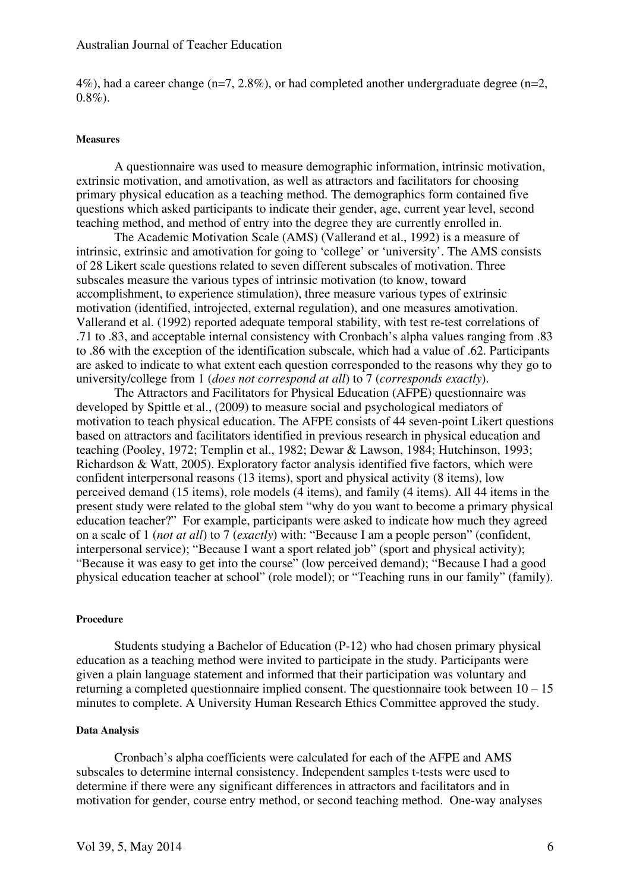4%), had a career change (n=7, 2.8%), or had completed another undergraduate degree (n=2, 0.8%).

#### Measures

A questionnaire was used to measure demographic information, intrinsic motivation, extrinsic motivation, and amotivation, as well as attractors and facilitators for choosing primary physical education as a teaching method. The demographics form contained five questions which asked participants to indicate their gender, age, current year level, second teaching method, and method of entry into the degree they are currently enrolled in.

The Academic Motivation Scale (AMS) (Vallerand et al., 1992) is a measure of intrinsic, extrinsic and amotivation for going to 'college' or 'university'. The AMS consists of 28 Likert scale questions related to seven different subscales of motivation. Three subscales measure the various types of intrinsic motivation (to know, toward accomplishment, to experience stimulation), three measure various types of extrinsic motivation (identified, introjected, external regulation), and one measures amotivation. Vallerand et al. (1992) reported adequate temporal stability, with test re-test correlations of .71 to .83, and acceptable internal consistency with Cronbach's alpha values ranging from .83 to .86 with the exception of the identification subscale, which had a value of .62. Participants are asked to indicate to what extent each question corresponded to the reasons why they go to university/college from 1 (*does not correspond at all*) to 7 (*corresponds exactly*).

The Attractors and Facilitators for Physical Education (AFPE) questionnaire was developed by Spittle et al., (2009) to measure social and psychological mediators of motivation to teach physical education. The AFPE consists of 44 seven-point Likert questions based on attractors and facilitators identified in previous research in physical education and teaching (Pooley, 1972; Templin et al., 1982; Dewar & Lawson, 1984; Hutchinson, 1993; Richardson & Watt, 2005). Exploratory factor analysis identified five factors, which were confident interpersonal reasons (13 items), sport and physical activity (8 items), low perceived demand (15 items), role models (4 items), and family (4 items). All 44 items in the present study were related to the global stem "why do you want to become a primary physical education teacher?" For example, participants were asked to indicate how much they agreed on a scale of 1 (*not at all*) to 7 (*exactly*) with: "Because I am a people person" (confident, interpersonal service); "Because I want a sport related job" (sport and physical activity); "Because it was easy to get into the course" (low perceived demand); "Because I had a good physical education teacher at school" (role model); or "Teaching runs in our family" (family).

#### Procedure

Students studying a Bachelor of Education (P-12) who had chosen primary physical education as a teaching method were invited to participate in the study. Participants were given a plain language statement and informed that their participation was voluntary and returning a completed questionnaire implied consent. The questionnaire took between 10 – 15 minutes to complete. A University Human Research Ethics Committee approved the study.

#### Data Analysis

Cronbach's alpha coefficients were calculated for each of the AFPE and AMS subscales to determine internal consistency. Independent samples t-tests were used to determine if there were any significant differences in attractors and facilitators and in motivation for gender, course entry method, or second teaching method. One-way analyses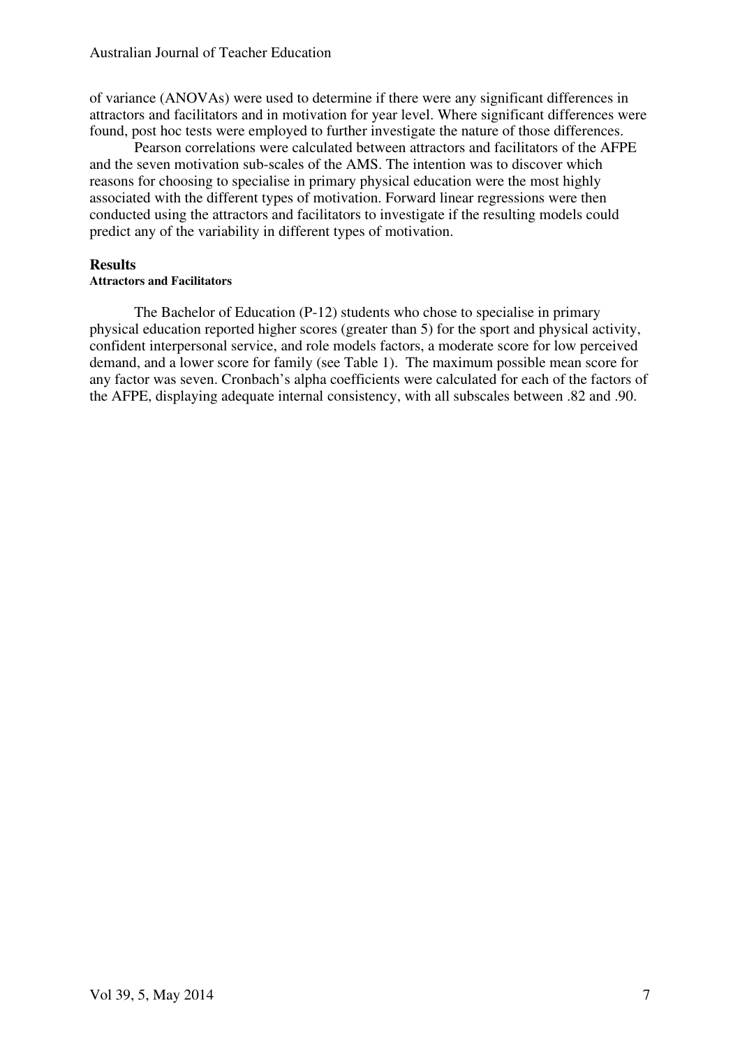of variance (ANOVAs) were used to determine if there were any significant differences in attractors and facilitators and in motivation for year level. Where significant differences were found, post hoc tests were employed to further investigate the nature of those differences.

Pearson correlations were calculated between attractors and facilitators of the AFPE and the seven motivation sub-scales of the AMS. The intention was to discover which reasons for choosing to specialise in primary physical education were the most highly associated with the different types of motivation. Forward linear regressions were then conducted using the attractors and facilitators to investigate if the resulting models could predict any of the variability in different types of motivation.

## Results

### Attractors and Facilitators

The Bachelor of Education (P-12) students who chose to specialise in primary physical education reported higher scores (greater than 5) for the sport and physical activity, confident interpersonal service, and role models factors, a moderate score for low perceived demand, and a lower score for family (see Table 1). The maximum possible mean score for any factor was seven. Cronbach's alpha coefficients were calculated for each of the factors of the AFPE, displaying adequate internal consistency, with all subscales between .82 and .90.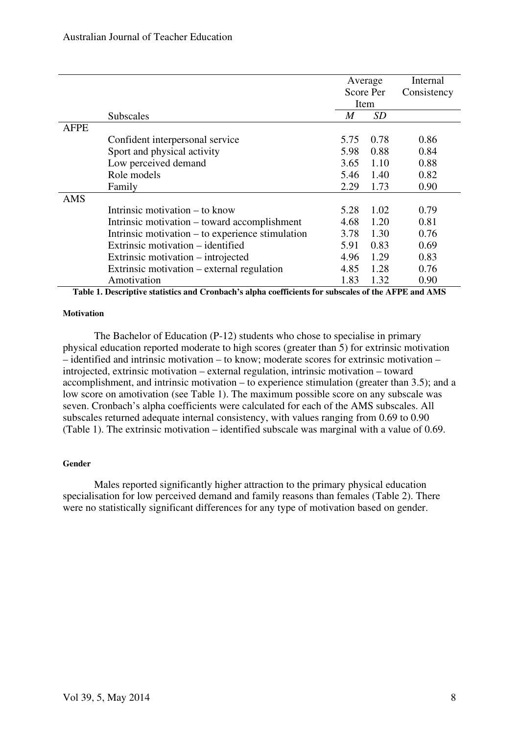| | Subscales | Average Score Per Item | | Internal Consistency |
|---|---|---|---|---|
| | | *M* | *SD* | |
| AFPE | | | | |
| | Confident interpersonal service | 5.75 | 0.78 | 0.86 |
| | Sport and physical activity | 5.98 | 0.88 | 0.84 |
| | Low perceived demand | 3.65 | 1.10 | 0.88 |
| | Role models | 5.46 | 1.40 | 0.82 |
| | Family | 2.29 | 1.73 | 0.90 |
| AMS | | | | |
| | Intrinsic motivation – to know | 5.28 | 1.02 | 0.79 |
| | Intrinsic motivation – toward accomplishment | 4.68 | 1.20 | 0.81 |
| | Intrinsic motivation – to experience stimulation | 3.78 | 1.30 | 0.76 |
| | Extrinsic motivation – identified | 5.91 | 0.83 | 0.69 |
| | Extrinsic motivation – introjected | 4.96 | 1.29 | 0.83 |
| | Extrinsic motivation – external regulation | 4.85 | 1.28 | 0.76 |
| | Amotivation | 1.83 | 1.32 | 0.90 |

**Table 1. Descriptive statistics and Cronbach's alpha coefficients for subscales of the AFPE and AMS**

#### Motivation

The Bachelor of Education (P-12) students who chose to specialise in primary physical education reported moderate to high scores (greater than 5) for extrinsic motivation – identified and intrinsic motivation – to know; moderate scores for extrinsic motivation – introjected, extrinsic motivation – external regulation, intrinsic motivation – toward accomplishment, and intrinsic motivation – to experience stimulation (greater than 3.5); and a low score on amotivation (see Table 1). The maximum possible score on any subscale was seven. Cronbach's alpha coefficients were calculated for each of the AMS subscales. All subscales returned adequate internal consistency, with values ranging from 0.69 to 0.90 (Table 1). The extrinsic motivation – identified subscale was marginal with a value of 0.69.

#### Gender

Males reported significantly higher attraction to the primary physical education specialisation for low perceived demand and family reasons than females (Table 2). There were no statistically significant differences for any type of motivation based on gender.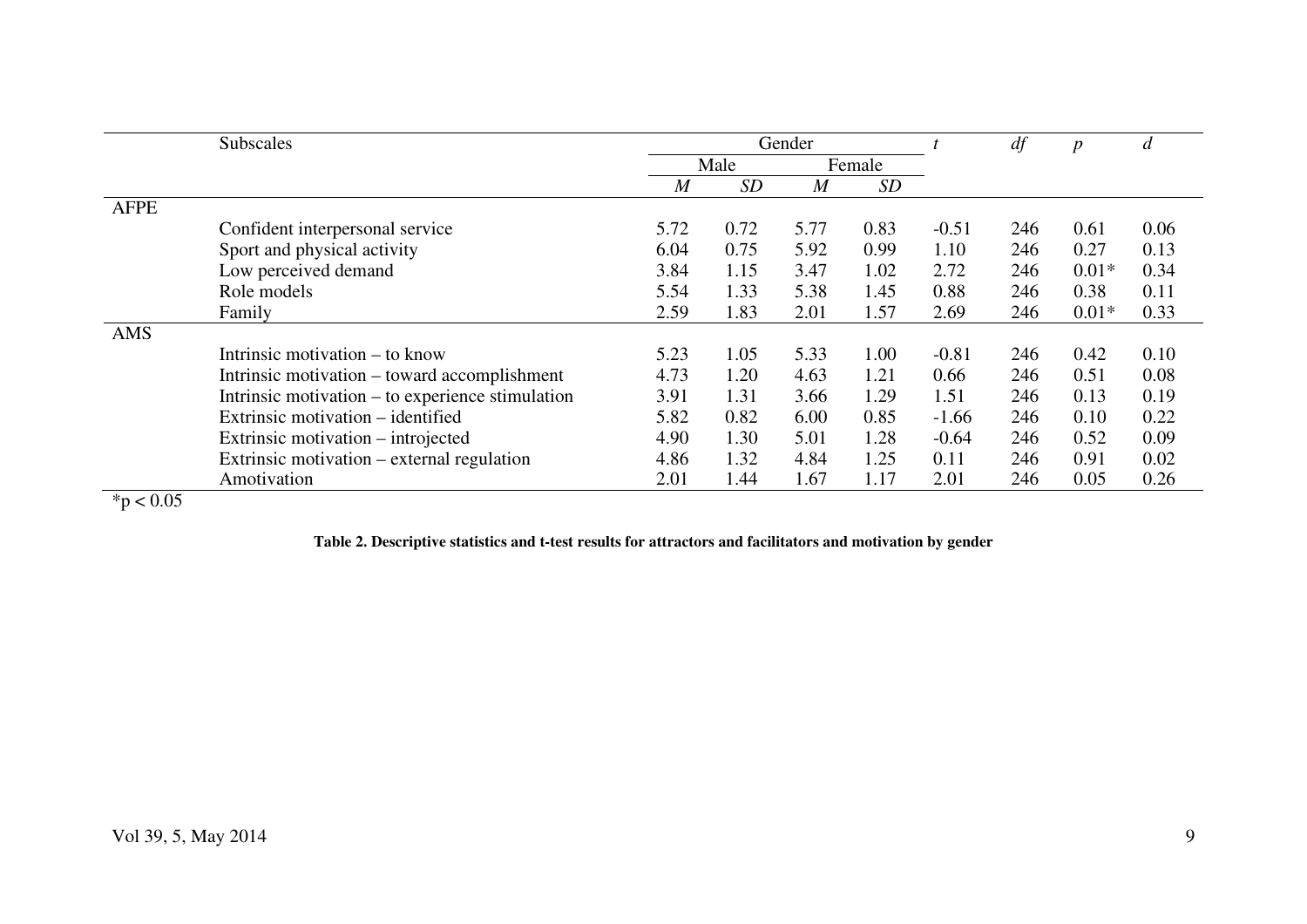| | Subscales | Gender | | | | *t* | *df* | *p* | *d* |
|---|---|---|---|---|---|---|---|---|---|
| | | Male | | Female | | | | | |
| | | *M* | *SD* | *M* | *SD* | | | | |
| AFPE | | | | | | | | | |
| | Confident interpersonal service | 5.72 | 0.72 | 5.77 | 0.83 | -0.51 | 246 | 0.61 | 0.06 |
| | Sport and physical activity | 6.04 | 0.75 | 5.92 | 0.99 | 1.10 | 246 | 0.27 | 0.13 |
| | Low perceived demand | 3.84 | 1.15 | 3.47 | 1.02 | 2.72 | 246 | 0.01* | 0.34 |
| | Role models | 5.54 | 1.33 | 5.38 | 1.45 | 0.88 | 246 | 0.38 | 0.11 |
| | Family | 2.59 | 1.83 | 2.01 | 1.57 | 2.69 | 246 | 0.01* | 0.33 |
| AMS | | | | | | | | | |
| | Intrinsic motivation – to know | 5.23 | 1.05 | 5.33 | 1.00 | -0.81 | 246 | 0.42 | 0.10 |
| | Intrinsic motivation – toward accomplishment | 4.73 | 1.20 | 4.63 | 1.21 | 0.66 | 246 | 0.51 | 0.08 |
| | Intrinsic motivation – to experience stimulation | 3.91 | 1.31 | 3.66 | 1.29 | 1.51 | 246 | 0.13 | 0.19 |
| | Extrinsic motivation – identified | 5.82 | 0.82 | 6.00 | 0.85 | -1.66 | 246 | 0.10 | 0.22 |
| | Extrinsic motivation – introjected | 4.90 | 1.30 | 5.01 | 1.28 | -0.64 | 246 | 0.52 | 0.09 |
| | Extrinsic motivation – external regulation | 4.86 | 1.32 | 4.84 | 1.25 | 0.11 | 246 | 0.91 | 0.02 |
| | Amotivation | 2.01 | 1.44 | 1.67 | 1.17 | 2.01 | 246 | 0.05 | 0.26 |

*$p < 0.05$

**Table 2. Descriptive statistics and t-test results for attractors and facilitators and motivation by gender**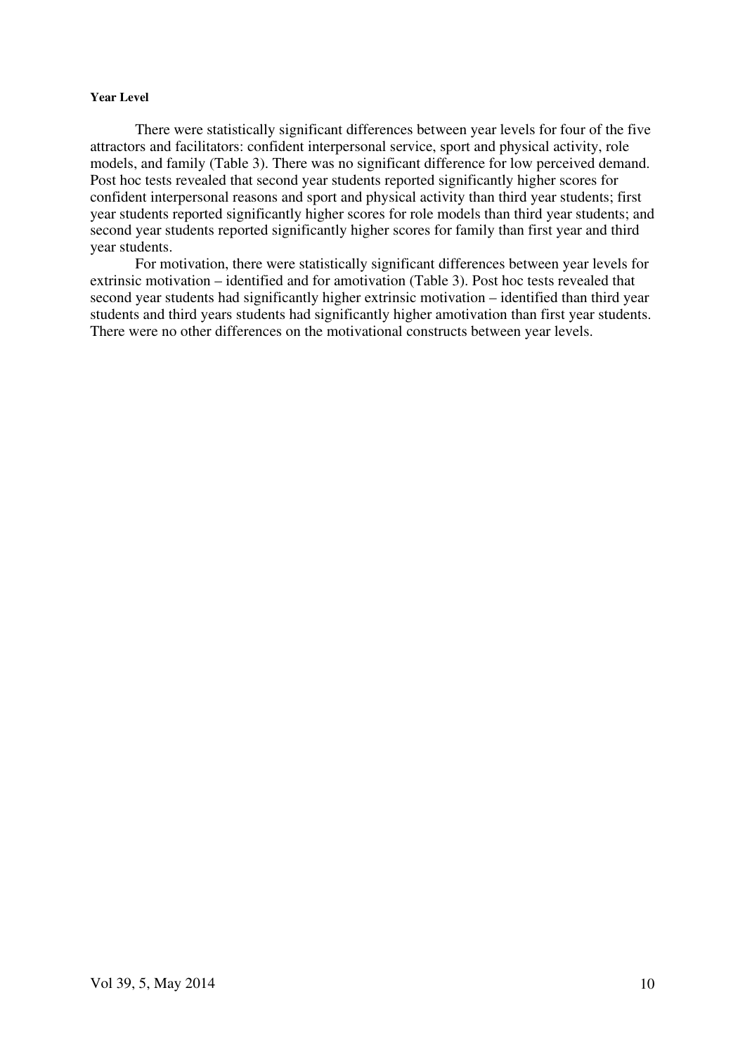### Year Level

There were statistically significant differences between year levels for four of the five attractors and facilitators: confident interpersonal service, sport and physical activity, role models, and family (Table 3). There was no significant difference for low perceived demand. Post hoc tests revealed that second year students reported significantly higher scores for confident interpersonal reasons and sport and physical activity than third year students; first year students reported significantly higher scores for role models than third year students; and second year students reported significantly higher scores for family than first year and third year students.

For motivation, there were statistically significant differences between year levels for extrinsic motivation – identified and for amotivation (Table 3). Post hoc tests revealed that second year students had significantly higher extrinsic motivation – identified than third year students and third years students had significantly higher amotivation than first year students. There were no other differences on the motivational constructs between year levels.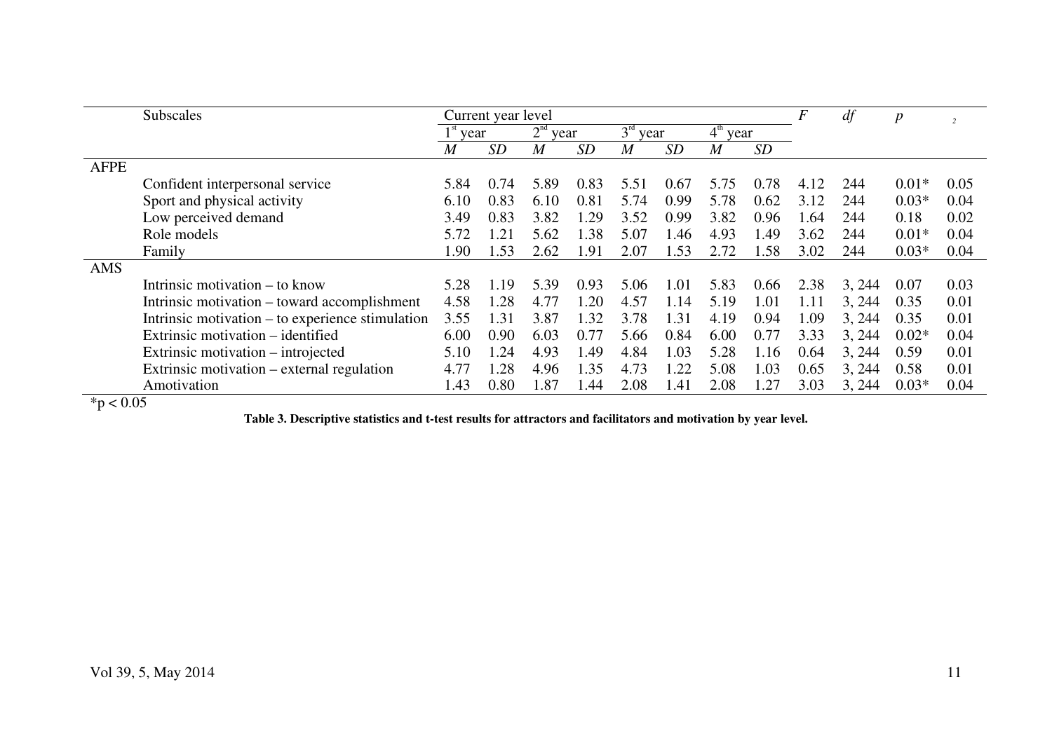| | Subscales | Current year level | | | | | | | | $F$ | $df$ | $p$ | $^2$ |
|---|---|---|---|---|---|---|---|---|---|---|---|---|---|
| | | 1[st] year | | 2[nd] year | | 3[rd] year | | 4[th] year | | | | | |
| | | $M$ | $SD$ | $M$ | $SD$ | $M$ | $SD$ | $M$ | $SD$ | | | | |
| AFPE | | | | | | | | | | | | | |
| | Confident interpersonal service | 5.84 | 0.74 | 5.89 | 0.83 | 5.51 | 0.67 | 5.75 | 0.78 | 4.12 | 244 | 0.01* | 0.05 |
| | Sport and physical activity | 6.10 | 0.83 | 6.10 | 0.81 | 5.74 | 0.99 | 5.78 | 0.62 | 3.12 | 244 | 0.03* | 0.04 |
| | Low perceived demand | 3.49 | 0.83 | 3.82 | 1.29 | 3.52 | 0.99 | 3.82 | 0.96 | 1.64 | 244 | 0.18 | 0.02 |
| | Role models | 5.72 | 1.21 | 5.62 | 1.38 | 5.07 | 1.46 | 4.93 | 1.49 | 3.62 | 244 | 0.01* | 0.04 |
| | Family | 1.90 | 1.53 | 2.62 | 1.91 | 2.07 | 1.53 | 2.72 | 1.58 | 3.02 | 244 | 0.03* | 0.04 |
| AMS | | | | | | | | | | | | | |
| | Intrinsic motivation – to know | 5.28 | 1.19 | 5.39 | 0.93 | 5.06 | 1.01 | 5.83 | 0.66 | 2.38 | 3, 244 | 0.07 | 0.03 |
| | Intrinsic motivation – toward accomplishment | 4.58 | 1.28 | 4.77 | 1.20 | 4.57 | 1.14 | 5.19 | 1.01 | 1.11 | 3, 244 | 0.35 | 0.01 |
| | Intrinsic motivation – to experience stimulation | 3.55 | 1.31 | 3.87 | 1.32 | 3.78 | 1.31 | 4.19 | 0.94 | 1.09 | 3, 244 | 0.35 | 0.01 |
| | Extrinsic motivation – identified | 6.00 | 0.90 | 6.03 | 0.77 | 5.66 | 0.84 | 6.00 | 0.77 | 3.33 | 3, 244 | 0.02* | 0.04 |
| | Extrinsic motivation – introjected | 5.10 | 1.24 | 4.93 | 1.49 | 4.84 | 1.03 | 5.28 | 1.16 | 0.64 | 3, 244 | 0.59 | 0.01 |
| | Extrinsic motivation – external regulation | 4.77 | 1.28 | 4.96 | 1.35 | 4.73 | 1.22 | 5.08 | 1.03 | 0.65 | 3, 244 | 0.58 | 0.01 |
| | Amotivation | 1.43 | 0.80 | 1.87 | 1.44 | 2.08 | 1.41 | 2.08 | 1.27 | 3.03 | 3, 244 | 0.03* | 0.04 |

*$p < 0.05$

**Table 3. Descriptive statistics and t-test results for attractors and facilitators and motivation by year level.**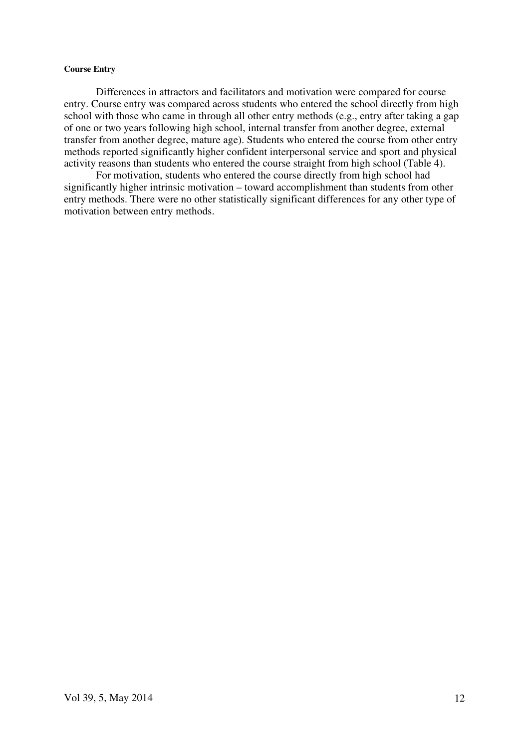**Course Entry**

Differences in attractors and facilitators and motivation were compared for course entry. Course entry was compared across students who entered the school directly from high school with those who came in through all other entry methods (e.g., entry after taking a gap of one or two years following high school, internal transfer from another degree, external transfer from another degree, mature age). Students who entered the course from other entry methods reported significantly higher confident interpersonal service and sport and physical activity reasons than students who entered the course straight from high school (Table 4).

For motivation, students who entered the course directly from high school had significantly higher intrinsic motivation – toward accomplishment than students from other entry methods. There were no other statistically significant differences for any other type of motivation between entry methods.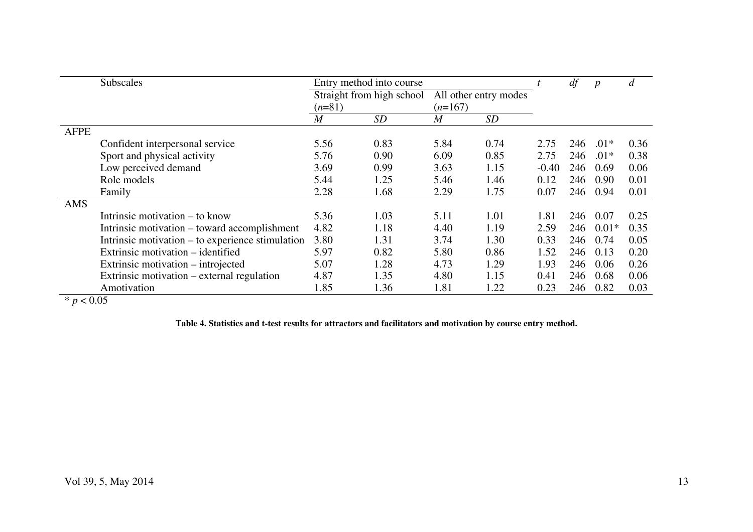| | Subscales | Entry method into course | | | | $t$ | $df$ | $p$ | $d$ |
|---|---|---|---|---|---|---|---|---|---|
| | | Straight from high school ($n$=81) | | All other entry modes ($n$=167) | | | | | |
| | | $M$ | $SD$ | $M$ | $SD$ | | | | |
| AFPE | | | | | | | | | |
| | Confident interpersonal service | 5.56 | 0.83 | 5.84 | 0.74 | 2.75 | 246 | .01* | 0.36 |
| | Sport and physical activity | 5.76 | 0.90 | 6.09 | 0.85 | 2.75 | 246 | .01* | 0.38 |
| | Low perceived demand | 3.69 | 0.99 | 3.63 | 1.15 | -0.40 | 246 | 0.69 | 0.06 |
| | Role models | 5.44 | 1.25 | 5.46 | 1.46 | 0.12 | 246 | 0.90 | 0.01 |
| | Family | 2.28 | 1.68 | 2.29 | 1.75 | 0.07 | 246 | 0.94 | 0.01 |
| AMS | | | | | | | | | |
| | Intrinsic motivation – to know | 5.36 | 1.03 | 5.11 | 1.01 | 1.81 | 246 | 0.07 | 0.25 |
| | Intrinsic motivation – toward accomplishment | 4.82 | 1.18 | 4.40 | 1.19 | 2.59 | 246 | 0.01* | 0.35 |
| | Intrinsic motivation – to experience stimulation | 3.80 | 1.31 | 3.74 | 1.30 | 0.33 | 246 | 0.74 | 0.05 |
| | Extrinsic motivation – identified | 5.97 | 0.82 | 5.80 | 0.86 | 1.52 | 246 | 0.13 | 0.20 |
| | Extrinsic motivation – introjected | 5.07 | 1.28 | 4.73 | 1.29 | 1.93 | 246 | 0.06 | 0.26 |
| | Extrinsic motivation – external regulation | 4.87 | 1.35 | 4.80 | 1.15 | 0.41 | 246 | 0.68 | 0.06 |
| | Amotivation | 1.85 | 1.36 | 1.81 | 1.22 | 0.23 | 246 | 0.82 | 0.03 |

* $p < 0.05$

**Table 4. Statistics and t-test results for attractors and facilitators and motivation by course entry method.**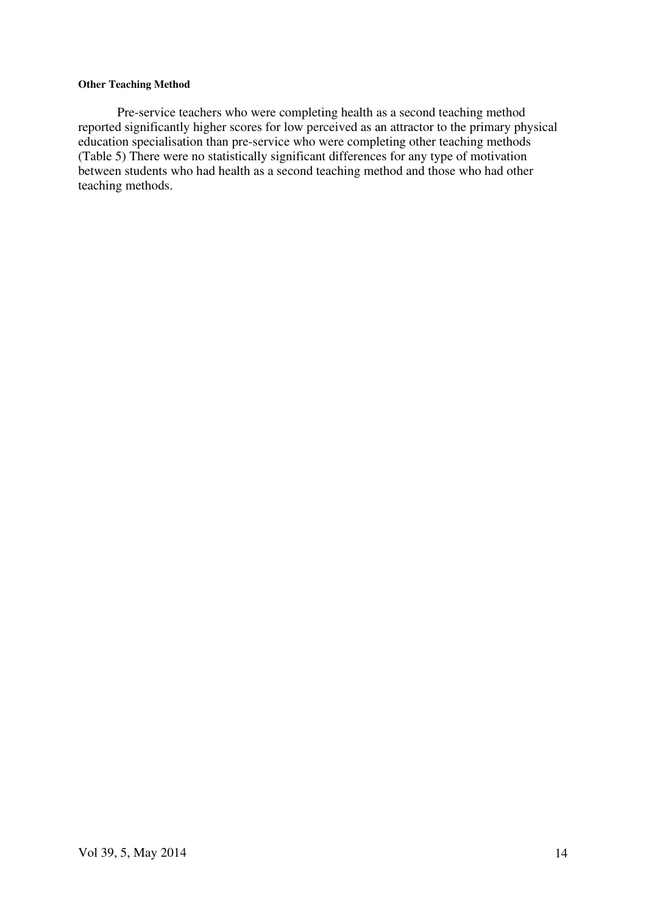#### Other Teaching Method

Pre-service teachers who were completing health as a second teaching method reported significantly higher scores for low perceived as an attractor to the primary physical education specialisation than pre-service who were completing other teaching methods (Table 5) There were no statistically significant differences for any type of motivation between students who had health as a second teaching method and those who had other teaching methods.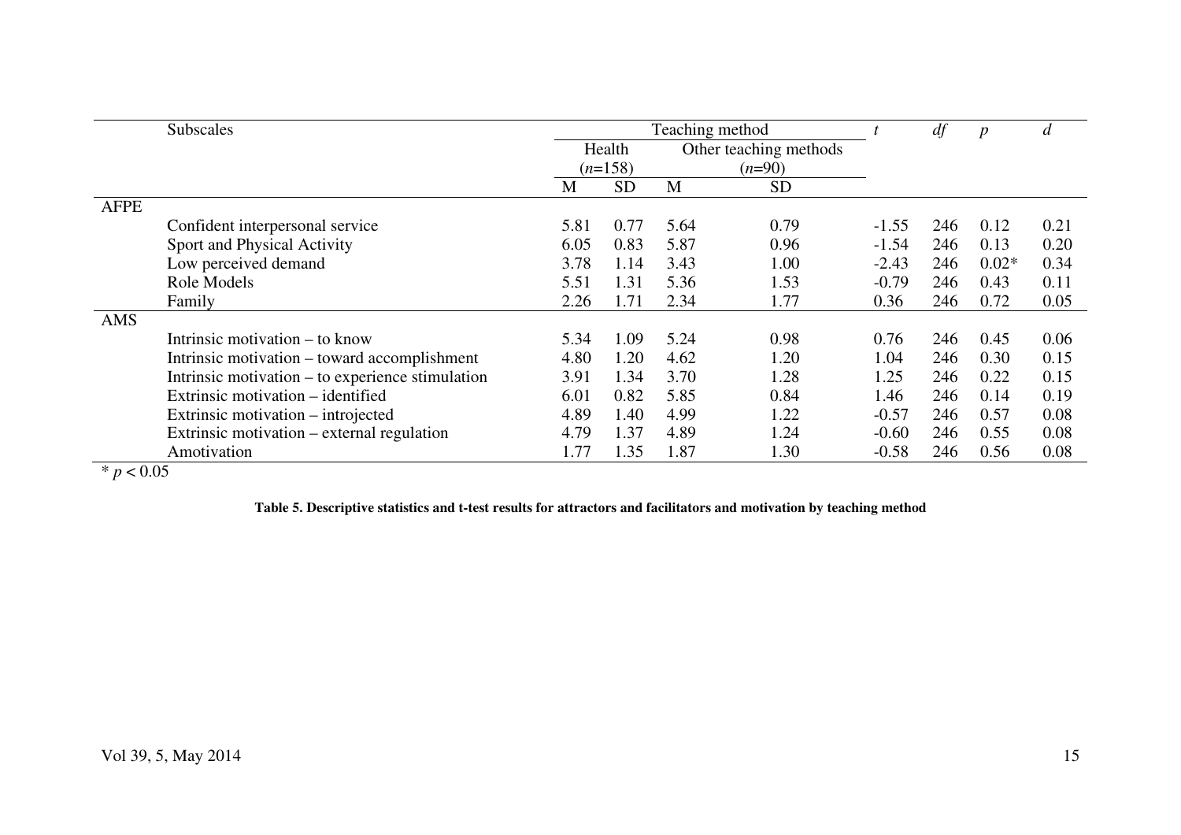| | Subscales | Teaching method | | | | $t$ | $df$ | $p$ | $d$ |
|---|---|---|---|---|---|---|---|---|---|
| | | Health ($n$=158) | | Other teaching methods ($n$=90) | | | | | |
| | | M | SD | M | SD | | | | |
| AFPE | | | | | | | | | |
| | Confident interpersonal service | 5.81 | 0.77 | 5.64 | 0.79 | -1.55 | 246 | 0.12 | 0.21 |
| | Sport and Physical Activity | 6.05 | 0.83 | 5.87 | 0.96 | -1.54 | 246 | 0.13 | 0.20 |
| | Low perceived demand | 3.78 | 1.14 | 3.43 | 1.00 | -2.43 | 246 | 0.02* | 0.34 |
| | Role Models | 5.51 | 1.31 | 5.36 | 1.53 | -0.79 | 246 | 0.43 | 0.11 |
| | Family | 2.26 | 1.71 | 2.34 | 1.77 | 0.36 | 246 | 0.72 | 0.05 |
| AMS | | | | | | | | | |
| | Intrinsic motivation – to know | 5.34 | 1.09 | 5.24 | 0.98 | 0.76 | 246 | 0.45 | 0.06 |
| | Intrinsic motivation – toward accomplishment | 4.80 | 1.20 | 4.62 | 1.20 | 1.04 | 246 | 0.30 | 0.15 |
| | Intrinsic motivation – to experience stimulation | 3.91 | 1.34 | 3.70 | 1.28 | 1.25 | 246 | 0.22 | 0.15 |
| | Extrinsic motivation – identified | 6.01 | 0.82 | 5.85 | 0.84 | 1.46 | 246 | 0.14 | 0.19 |
| | Extrinsic motivation – introjected | 4.89 | 1.40 | 4.99 | 1.22 | -0.57 | 246 | 0.57 | 0.08 |
| | Extrinsic motivation – external regulation | 4.79 | 1.37 | 4.89 | 1.24 | -0.60 | 246 | 0.55 | 0.08 |
| | Amotivation | 1.77 | 1.35 | 1.87 | 1.30 | -0.58 | 246 | 0.56 | 0.08 |

* $p < 0.05$

**Table 5. Descriptive statistics and t-test results for attractors and facilitators and motivation by teaching method**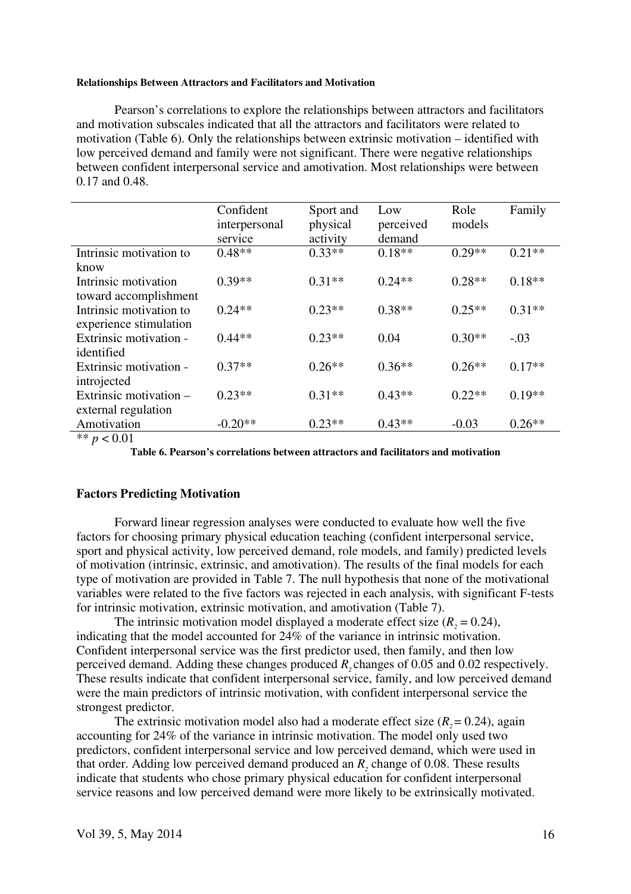#### Relationships Between Attractors and Facilitators and Motivation

Pearson's correlations to explore the relationships between attractors and facilitators and motivation subscales indicated that all the attractors and facilitators were related to motivation (Table 6). Only the relationships between extrinsic motivation – identified with low perceived demand and family were not significant. There were negative relationships between confident interpersonal service and amotivation. Most relationships were between 0.17 and 0.48.

| | Confident interpersonal service | Sport and physical activity | Low perceived demand | Role models | Family |
|---|---|---|---|---|---|
| Intrinsic motivation to know | 0.48** | 0.33** | 0.18** | 0.29** | 0.21** |
| Intrinsic motivation toward accomplishment | 0.39** | 0.31** | 0.24** | 0.28** | 0.18** |
| Intrinsic motivation to experience stimulation | 0.24** | 0.23** | 0.38** | 0.25** | 0.31** |
| Extrinsic motivation - identified | 0.44** | 0.23** | 0.04 | 0.30** | -.03 |
| Extrinsic motivation - introjected | 0.37** | 0.26** | 0.36** | 0.26** | 0.17** |
| Extrinsic motivation – external regulation | 0.23** | 0.31** | 0.43** | 0.22** | 0.19** |
| Amotivation | -0.20** | 0.23** | 0.43** | -0.03 | 0.26** |

** $p < 0.01$

**Table 6. Pearson's correlations between attractors and facilitators and motivation**

### Factors Predicting Motivation

Forward linear regression analyses were conducted to evaluate how well the five factors for choosing primary physical education teaching (confident interpersonal service, sport and physical activity, low perceived demand, role models, and family) predicted levels of motivation (intrinsic, extrinsic, and amotivation). The results of the final models for each type of motivation are provided in Table 7. The null hypothesis that none of the motivational variables were related to the five factors was rejected in each analysis, with significant F-tests for intrinsic motivation, extrinsic motivation, and amotivation (Table 7).

The intrinsic motivation model displayed a moderate effect size ($R_2 = 0.24$), indicating that the model accounted for 24% of the variance in intrinsic motivation. Confident interpersonal service was the first predictor used, then family, and then low perceived demand. Adding these changes produced $R_2$ changes of 0.05 and 0.02 respectively. These results indicate that confident interpersonal service, family, and low perceived demand were the main predictors of intrinsic motivation, with confident interpersonal service the strongest predictor.

The extrinsic motivation model also had a moderate effect size ($R_2 = 0.24$), again accounting for 24% of the variance in intrinsic motivation. The model only used two predictors, confident interpersonal service and low perceived demand, which were used in that order. Adding low perceived demand produced an $R_2$ change of 0.08. These results indicate that students who chose primary physical education for confident interpersonal service reasons and low perceived demand were more likely to be extrinsically motivated.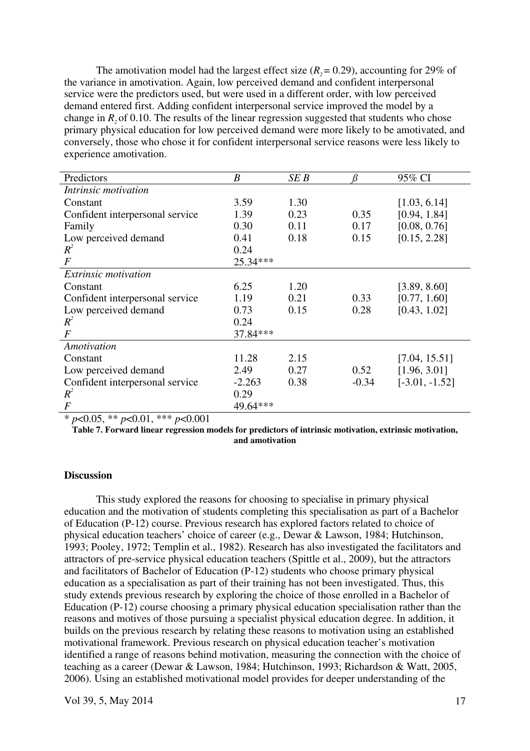The amotivation model had the largest effect size ($R_2 = 0.29$), accounting for 29% of the variance in amotivation. Again, low perceived demand and confident interpersonal service were the predictors used, but were used in a different order, with low perceived demand entered first. Adding confident interpersonal service improved the model by a change in $R_2$ of 0.10. The results of the linear regression suggested that students who chose primary physical education for low perceived demand were more likely to be amotivated, and conversely, those who chose it for confident interpersonal service reasons were less likely to experience amotivation.

| Predictors | *B* | *SE B* | *ß* | 95% CI |
|---|---|---|---|---|
| *Intrinsic motivation* | | | | |
| Constant | 3.59 | 1.30 | | [1.03, 6.14] |
| Confident interpersonal service | 1.39 | 0.23 | 0.35 | [0.94, 1.84] |
| Family | 0.30 | 0.11 | 0.17 | [0.08, 0.76] |
| Low perceived demand | 0.41 | 0.18 | 0.15 | [0.15, 2.28] |
| $R^2$ | 0.24 | | | |
| *F* | 25.34*** | | | |
| *Extrinsic motivation* | | | | |
| Constant | 6.25 | 1.20 | | [3.89, 8.60] |
| Confident interpersonal service | 1.19 | 0.21 | 0.33 | [0.77, 1.60] |
| Low perceived demand | 0.73 | 0.15 | 0.28 | [0.43, 1.02] |
| $R^2$ | 0.24 | | | |
| *F* | 37.84*** | | | |
| *Amotivation* | | | | |
| Constant | 11.28 | 2.15 | | [7.04, 15.51] |
| Low perceived demand | 2.49 | 0.27 | 0.52 | [1.96, 3.01] |
| Confident interpersonal service | -2.263 | 0.38 | -0.34 | [-3.01, -1.52] |
| $R^2$ | 0.29 | | | |
| *F* | 49.64*** | | | |

* $p<0.05$, ** $p<0.01$, *** $p<0.001$

**Table 7. Forward linear regression models for predictors of intrinsic motivation, extrinsic motivation, and amotivation**

### Discussion

This study explored the reasons for choosing to specialise in primary physical education and the motivation of students completing this specialisation as part of a Bachelor of Education (P-12) course. Previous research has explored factors related to choice of physical education teachers' choice of career (e.g., Dewar & Lawson, 1984; Hutchinson, 1993; Pooley, 1972; Templin et al., 1982). Research has also investigated the facilitators and attractors of pre-service physical education teachers (Spittle et al., 2009), but the attractors and facilitators of Bachelor of Education (P-12) students who choose primary physical education as a specialisation as part of their training has not been investigated. Thus, this study extends previous research by exploring the choice of those enrolled in a Bachelor of Education (P-12) course choosing a primary physical education specialisation rather than the reasons and motives of those pursuing a specialist physical education degree. In addition, it builds on the previous research by relating these reasons to motivation using an established motivational framework. Previous research on physical education teacher's motivation identified a range of reasons behind motivation, measuring the connection with the choice of teaching as a career (Dewar & Lawson, 1984; Hutchinson, 1993; Richardson & Watt, 2005, 2006). Using an established motivational model provides for deeper understanding of the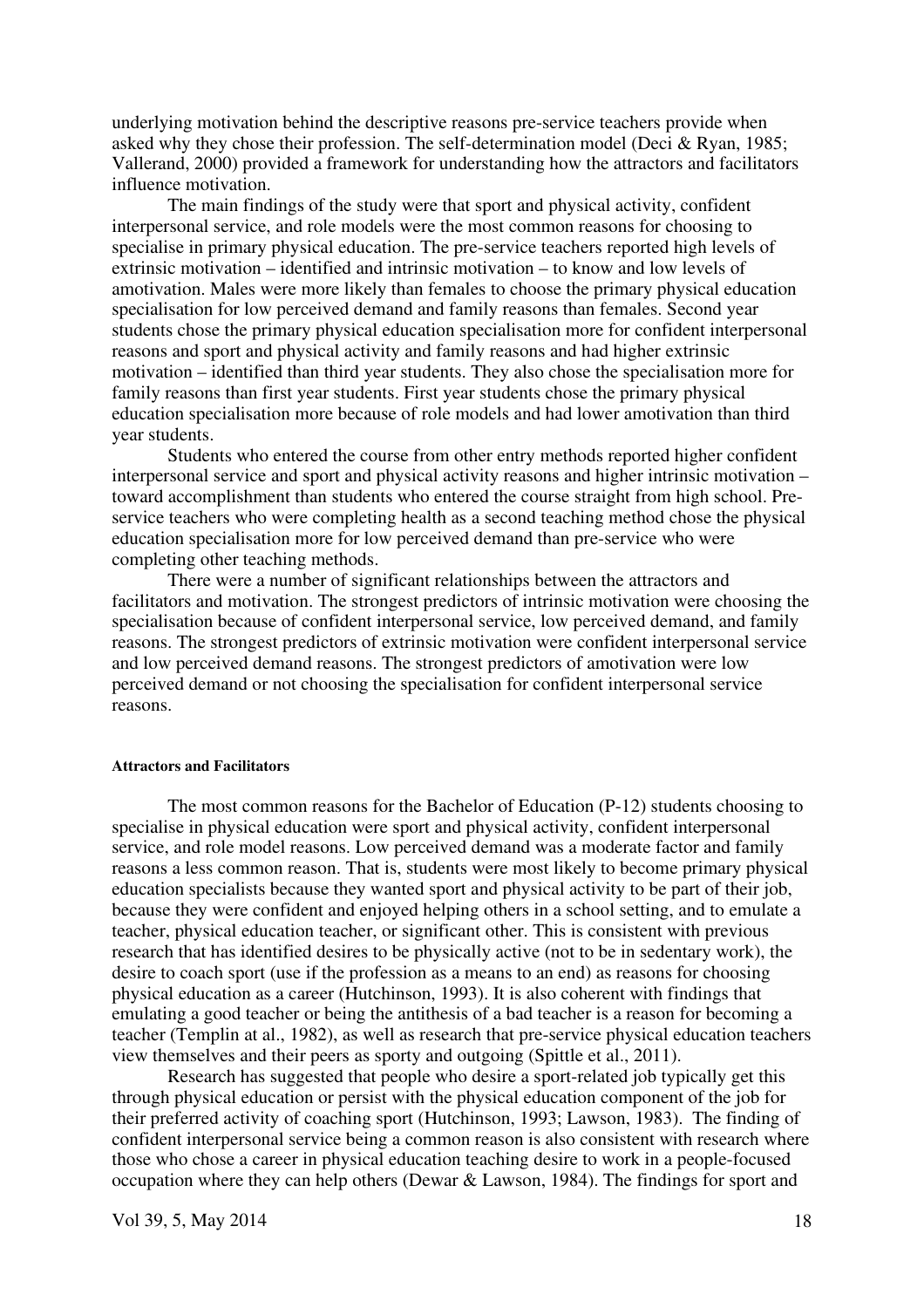underlying motivation behind the descriptive reasons pre-service teachers provide when asked why they chose their profession. The self-determination model (Deci & Ryan, 1985; Vallerand, 2000) provided a framework for understanding how the attractors and facilitators influence motivation.

The main findings of the study were that sport and physical activity, confident interpersonal service, and role models were the most common reasons for choosing to specialise in primary physical education. The pre-service teachers reported high levels of extrinsic motivation – identified and intrinsic motivation – to know and low levels of amotivation. Males were more likely than females to choose the primary physical education specialisation for low perceived demand and family reasons than females. Second year students chose the primary physical education specialisation more for confident interpersonal reasons and sport and physical activity and family reasons and had higher extrinsic motivation – identified than third year students. They also chose the specialisation more for family reasons than first year students. First year students chose the primary physical education specialisation more because of role models and had lower amotivation than third year students.

Students who entered the course from other entry methods reported higher confident interpersonal service and sport and physical activity reasons and higher intrinsic motivation – toward accomplishment than students who entered the course straight from high school. Pre-service teachers who were completing health as a second teaching method chose the physical education specialisation more for low perceived demand than pre-service who were completing other teaching methods.

There were a number of significant relationships between the attractors and facilitators and motivation. The strongest predictors of intrinsic motivation were choosing the specialisation because of confident interpersonal service, low perceived demand, and family reasons. The strongest predictors of extrinsic motivation were confident interpersonal service and low perceived demand reasons. The strongest predictors of amotivation were low perceived demand or not choosing the specialisation for confident interpersonal service reasons.

#### Attractors and Facilitators

The most common reasons for the Bachelor of Education (P-12) students choosing to specialise in physical education were sport and physical activity, confident interpersonal service, and role model reasons. Low perceived demand was a moderate factor and family reasons a less common reason. That is, students were most likely to become primary physical education specialists because they wanted sport and physical activity to be part of their job, because they were confident and enjoyed helping others in a school setting, and to emulate a teacher, physical education teacher, or significant other. This is consistent with previous research that has identified desires to be physically active (not to be in sedentary work), the desire to coach sport (use if the profession as a means to an end) as reasons for choosing physical education as a career (Hutchinson, 1993). It is also coherent with findings that emulating a good teacher or being the antithesis of a bad teacher is a reason for becoming a teacher (Templin at al., 1982), as well as research that pre-service physical education teachers view themselves and their peers as sporty and outgoing (Spittle et al., 2011).

Research has suggested that people who desire a sport-related job typically get this through physical education or persist with the physical education component of the job for their preferred activity of coaching sport (Hutchinson, 1993; Lawson, 1983). The finding of confident interpersonal service being a common reason is also consistent with research where those who chose a career in physical education teaching desire to work in a people-focused occupation where they can help others (Dewar & Lawson, 1984). The findings for sport and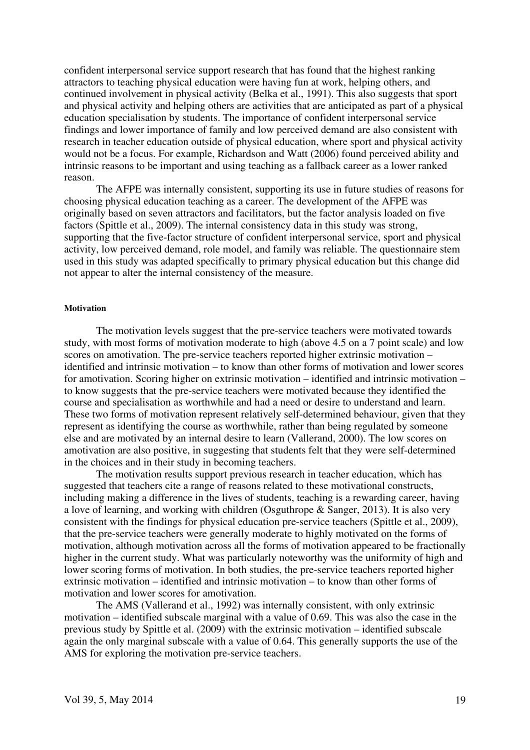confident interpersonal service support research that has found that the highest ranking attractors to teaching physical education were having fun at work, helping others, and continued involvement in physical activity (Belka et al., 1991). This also suggests that sport and physical activity and helping others are activities that are anticipated as part of a physical education specialisation by students. The importance of confident interpersonal service findings and lower importance of family and low perceived demand are also consistent with research in teacher education outside of physical education, where sport and physical activity would not be a focus. For example, Richardson and Watt (2006) found perceived ability and intrinsic reasons to be important and using teaching as a fallback career as a lower ranked reason.

The AFPE was internally consistent, supporting its use in future studies of reasons for choosing physical education teaching as a career. The development of the AFPE was originally based on seven attractors and facilitators, but the factor analysis loaded on five factors (Spittle et al., 2009). The internal consistency data in this study was strong, supporting that the five-factor structure of confident interpersonal service, sport and physical activity, low perceived demand, role model, and family was reliable. The questionnaire stem used in this study was adapted specifically to primary physical education but this change did not appear to alter the internal consistency of the measure.

#### Motivation

The motivation levels suggest that the pre-service teachers were motivated towards study, with most forms of motivation moderate to high (above 4.5 on a 7 point scale) and low scores on amotivation. The pre-service teachers reported higher extrinsic motivation – identified and intrinsic motivation – to know than other forms of motivation and lower scores for amotivation. Scoring higher on extrinsic motivation – identified and intrinsic motivation – to know suggests that the pre-service teachers were motivated because they identified the course and specialisation as worthwhile and had a need or desire to understand and learn. These two forms of motivation represent relatively self-determined behaviour, given that they represent as identifying the course as worthwhile, rather than being regulated by someone else and are motivated by an internal desire to learn (Vallerand, 2000). The low scores on amotivation are also positive, in suggesting that students felt that they were self-determined in the choices and in their study in becoming teachers.

The motivation results support previous research in teacher education, which has suggested that teachers cite a range of reasons related to these motivational constructs, including making a difference in the lives of students, teaching is a rewarding career, having a love of learning, and working with children (Osguthrope & Sanger, 2013). It is also very consistent with the findings for physical education pre-service teachers (Spittle et al., 2009), that the pre-service teachers were generally moderate to highly motivated on the forms of motivation, although motivation across all the forms of motivation appeared to be fractionally higher in the current study. What was particularly noteworthy was the uniformity of high and lower scoring forms of motivation. In both studies, the pre-service teachers reported higher extrinsic motivation – identified and intrinsic motivation – to know than other forms of motivation and lower scores for amotivation.

The AMS (Vallerand et al., 1992) was internally consistent, with only extrinsic motivation – identified subscale marginal with a value of 0.69. This was also the case in the previous study by Spittle et al. (2009) with the extrinsic motivation – identified subscale again the only marginal subscale with a value of 0.64. This generally supports the use of the AMS for exploring the motivation pre-service teachers.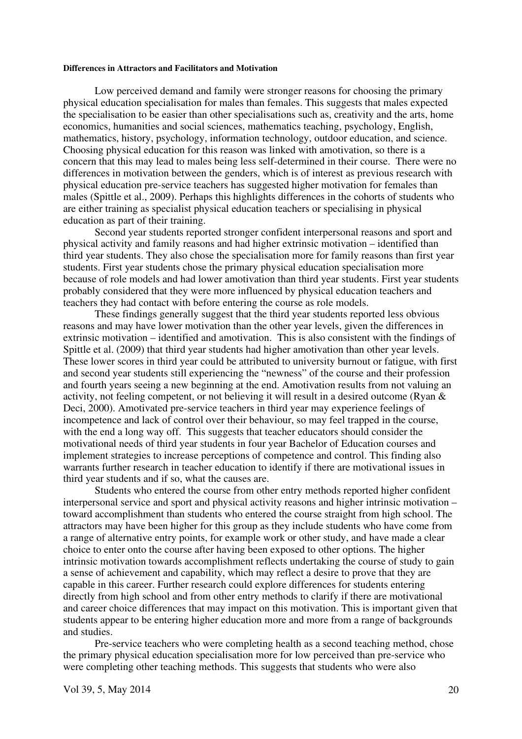#### Differences in Attractors and Facilitators and Motivation

Low perceived demand and family were stronger reasons for choosing the primary physical education specialisation for males than females. This suggests that males expected the specialisation to be easier than other specialisations such as, creativity and the arts, home economics, humanities and social sciences, mathematics teaching, psychology, English, mathematics, history, psychology, information technology, outdoor education, and science. Choosing physical education for this reason was linked with amotivation, so there is a concern that this may lead to males being less self-determined in their course. There were no differences in motivation between the genders, which is of interest as previous research with physical education pre-service teachers has suggested higher motivation for females than males (Spittle et al., 2009). Perhaps this highlights differences in the cohorts of students who are either training as specialist physical education teachers or specialising in physical education as part of their training.

Second year students reported stronger confident interpersonal reasons and sport and physical activity and family reasons and had higher extrinsic motivation – identified than third year students. They also chose the specialisation more for family reasons than first year students. First year students chose the primary physical education specialisation more because of role models and had lower amotivation than third year students. First year students probably considered that they were more influenced by physical education teachers and teachers they had contact with before entering the course as role models.

These findings generally suggest that the third year students reported less obvious reasons and may have lower motivation than the other year levels, given the differences in extrinsic motivation – identified and amotivation. This is also consistent with the findings of Spittle et al. (2009) that third year students had higher amotivation than other year levels. These lower scores in third year could be attributed to university burnout or fatigue, with first and second year students still experiencing the "newness" of the course and their profession and fourth years seeing a new beginning at the end. Amotivation results from not valuing an activity, not feeling competent, or not believing it will result in a desired outcome (Ryan & Deci, 2000). Amotivated pre-service teachers in third year may experience feelings of incompetence and lack of control over their behaviour, so may feel trapped in the course, with the end a long way off. This suggests that teacher educators should consider the motivational needs of third year students in four year Bachelor of Education courses and implement strategies to increase perceptions of competence and control. This finding also warrants further research in teacher education to identify if there are motivational issues in third year students and if so, what the causes are.

Students who entered the course from other entry methods reported higher confident interpersonal service and sport and physical activity reasons and higher intrinsic motivation – toward accomplishment than students who entered the course straight from high school. The attractors may have been higher for this group as they include students who have come from a range of alternative entry points, for example work or other study, and have made a clear choice to enter onto the course after having been exposed to other options. The higher intrinsic motivation towards accomplishment reflects undertaking the course of study to gain a sense of achievement and capability, which may reflect a desire to prove that they are capable in this career. Further research could explore differences for students entering directly from high school and from other entry methods to clarify if there are motivational and career choice differences that may impact on this motivation. This is important given that students appear to be entering higher education more and more from a range of backgrounds and studies.

Pre-service teachers who were completing health as a second teaching method, chose the primary physical education specialisation more for low perceived than pre-service who were completing other teaching methods. This suggests that students who were also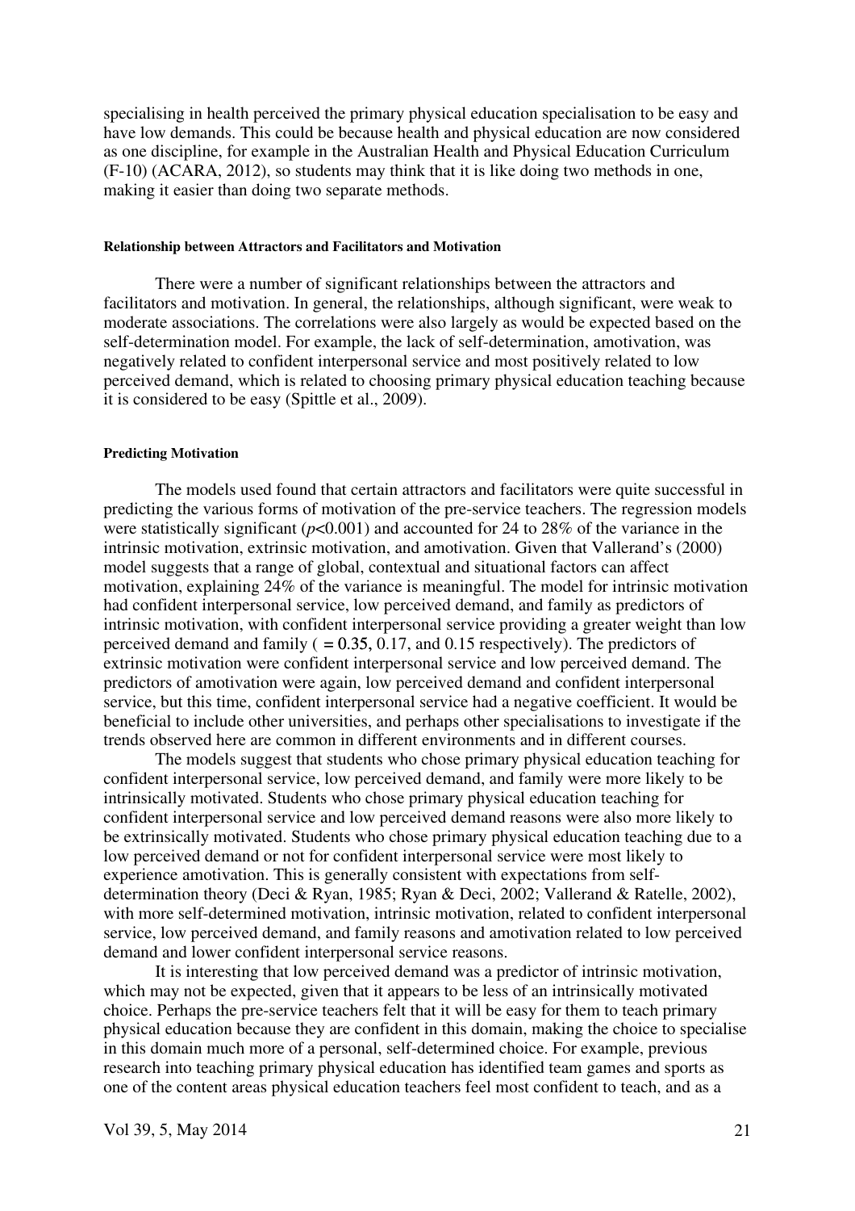specialising in health perceived the primary physical education specialisation to be easy and have low demands. This could be because health and physical education are now considered as one discipline, for example in the Australian Health and Physical Education Curriculum (F-10) (ACARA, 2012), so students may think that it is like doing two methods in one, making it easier than doing two separate methods.

#### Relationship between Attractors and Facilitators and Motivation

There were a number of significant relationships between the attractors and facilitators and motivation. In general, the relationships, although significant, were weak to moderate associations. The correlations were also largely as would be expected based on the self-determination model. For example, the lack of self-determination, amotivation, was negatively related to confident interpersonal service and most positively related to low perceived demand, which is related to choosing primary physical education teaching because it is considered to be easy (Spittle et al., 2009).

#### Predicting Motivation

The models used found that certain attractors and facilitators were quite successful in predicting the various forms of motivation of the pre-service teachers. The regression models were statistically significant ($p<0.001$) and accounted for 24 to 28% of the variance in the intrinsic motivation, extrinsic motivation, and amotivation. Given that Vallerand's (2000) model suggests that a range of global, contextual and situational factors can affect motivation, explaining 24% of the variance is meaningful. The model for intrinsic motivation had confident interpersonal service, low perceived demand, and family as predictors of intrinsic motivation, with confident interpersonal service providing a greater weight than low perceived demand and family ( $= 0.35$, 0.17, and 0.15 respectively). The predictors of extrinsic motivation were confident interpersonal service and low perceived demand. The predictors of amotivation were again, low perceived demand and confident interpersonal service, but this time, confident interpersonal service had a negative coefficient. It would be beneficial to include other universities, and perhaps other specialisations to investigate if the trends observed here are common in different environments and in different courses.

The models suggest that students who chose primary physical education teaching for confident interpersonal service, low perceived demand, and family were more likely to be intrinsically motivated. Students who chose primary physical education teaching for confident interpersonal service and low perceived demand reasons were also more likely to be extrinsically motivated. Students who chose primary physical education teaching due to a low perceived demand or not for confident interpersonal service were most likely to experience amotivation. This is generally consistent with expectations from self-determination theory (Deci & Ryan, 1985; Ryan & Deci, 2002; Vallerand & Ratelle, 2002), with more self-determined motivation, intrinsic motivation, related to confident interpersonal service, low perceived demand, and family reasons and amotivation related to low perceived demand and lower confident interpersonal service reasons.

It is interesting that low perceived demand was a predictor of intrinsic motivation, which may not be expected, given that it appears to be less of an intrinsically motivated choice. Perhaps the pre-service teachers felt that it will be easy for them to teach primary physical education because they are confident in this domain, making the choice to specialise in this domain much more of a personal, self-determined choice. For example, previous research into teaching primary physical education has identified team games and sports as one of the content areas physical education teachers feel most confident to teach, and as a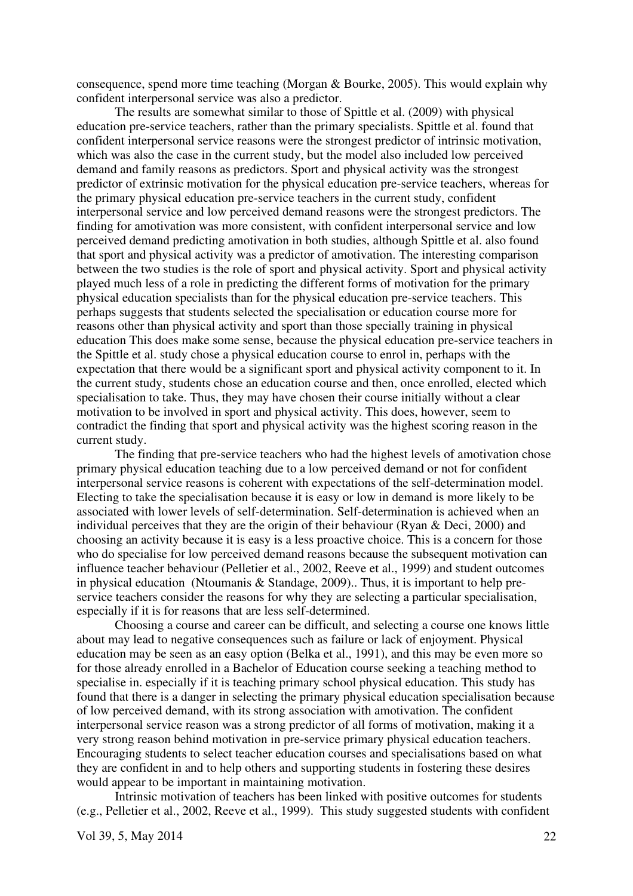consequence, spend more time teaching (Morgan & Bourke, 2005). This would explain why confident interpersonal service was also a predictor.

The results are somewhat similar to those of Spittle et al. (2009) with physical education pre-service teachers, rather than the primary specialists. Spittle et al. found that confident interpersonal service reasons were the strongest predictor of intrinsic motivation, which was also the case in the current study, but the model also included low perceived demand and family reasons as predictors. Sport and physical activity was the strongest predictor of extrinsic motivation for the physical education pre-service teachers, whereas for the primary physical education pre-service teachers in the current study, confident interpersonal service and low perceived demand reasons were the strongest predictors. The finding for amotivation was more consistent, with confident interpersonal service and low perceived demand predicting amotivation in both studies, although Spittle et al. also found that sport and physical activity was a predictor of amotivation. The interesting comparison between the two studies is the role of sport and physical activity. Sport and physical activity played much less of a role in predicting the different forms of motivation for the primary physical education specialists than for the physical education pre-service teachers. This perhaps suggests that students selected the specialisation or education course more for reasons other than physical activity and sport than those specially training in physical education This does make some sense, because the physical education pre-service teachers in the Spittle et al. study chose a physical education course to enrol in, perhaps with the expectation that there would be a significant sport and physical activity component to it. In the current study, students chose an education course and then, once enrolled, elected which specialisation to take. Thus, they may have chosen their course initially without a clear motivation to be involved in sport and physical activity. This does, however, seem to contradict the finding that sport and physical activity was the highest scoring reason in the current study.

The finding that pre-service teachers who had the highest levels of amotivation chose primary physical education teaching due to a low perceived demand or not for confident interpersonal service reasons is coherent with expectations of the self-determination model. Electing to take the specialisation because it is easy or low in demand is more likely to be associated with lower levels of self-determination. Self-determination is achieved when an individual perceives that they are the origin of their behaviour (Ryan & Deci, 2000) and choosing an activity because it is easy is a less proactive choice. This is a concern for those who do specialise for low perceived demand reasons because the subsequent motivation can influence teacher behaviour (Pelletier et al., 2002, Reeve et al., 1999) and student outcomes in physical education (Ntoumanis & Standage, 2009).. Thus, it is important to help pre-service teachers consider the reasons for why they are selecting a particular specialisation, especially if it is for reasons that are less self-determined.

Choosing a course and career can be difficult, and selecting a course one knows little about may lead to negative consequences such as failure or lack of enjoyment. Physical education may be seen as an easy option (Belka et al., 1991), and this may be even more so for those already enrolled in a Bachelor of Education course seeking a teaching method to specialise in. especially if it is teaching primary school physical education. This study has found that there is a danger in selecting the primary physical education specialisation because of low perceived demand, with its strong association with amotivation. The confident interpersonal service reason was a strong predictor of all forms of motivation, making it a very strong reason behind motivation in pre-service primary physical education teachers. Encouraging students to select teacher education courses and specialisations based on what they are confident in and to help others and supporting students in fostering these desires would appear to be important in maintaining motivation.

Intrinsic motivation of teachers has been linked with positive outcomes for students (e.g., Pelletier et al., 2002, Reeve et al., 1999). This study suggested students with confident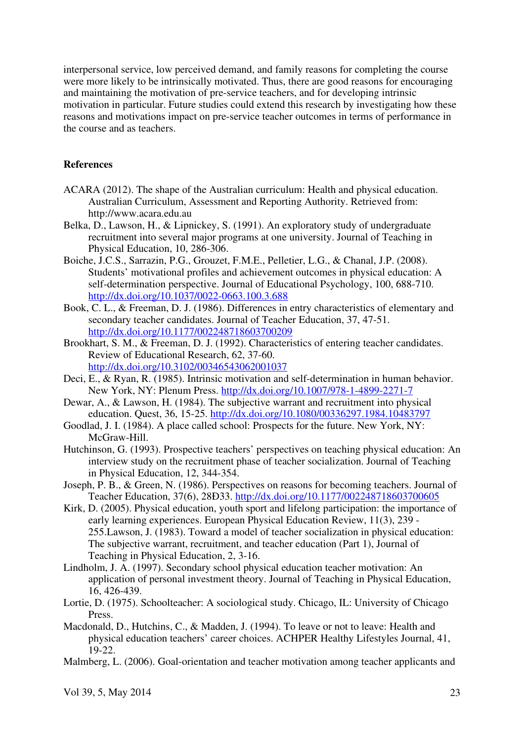interpersonal service, low perceived demand, and family reasons for completing the course were more likely to be intrinsically motivated. Thus, there are good reasons for encouraging and maintaining the motivation of pre-service teachers, and for developing intrinsic motivation in particular. Future studies could extend this research by investigating how these reasons and motivations impact on pre-service teacher outcomes in terms of performance in the course and as teachers.

**References**

ACARA (2012). The shape of the Australian curriculum: Health and physical education. Australian Curriculum, Assessment and Reporting Authority. Retrieved from: http://www.acara.edu.au

Belka, D., Lawson, H., & Lipnickey, S. (1991). An exploratory study of undergraduate recruitment into several major programs at one university. Journal of Teaching in Physical Education, 10, 286-306.

Boiche, J.C.S., Sarrazin, P.G., Grouzet, F.M.E., Pelletier, L.G., & Chanal, J.P. (2008). Students' motivational profiles and achievement outcomes in physical education: A self-determination perspective. Journal of Educational Psychology, 100, 688-710. http://dx.doi.org/10.1037/0022-0663.100.3.688

Book, C. L., & Freeman, D. J. (1986). Differences in entry characteristics of elementary and secondary teacher candidates. Journal of Teacher Education, 37, 47-51. http://dx.doi.org/10.1177/002248718603700209

Brookhart, S. M., & Freeman, D. J. (1992). Characteristics of entering teacher candidates. Review of Educational Research, 62, 37-60. http://dx.doi.org/10.3102/00346543062001037

Deci, E., & Ryan, R. (1985). Intrinsic motivation and self-determination in human behavior. New York, NY: Plenum Press. http://dx.doi.org/10.1007/978-1-4899-2271-7

Dewar, A., & Lawson, H. (1984). The subjective warrant and recruitment into physical education. Quest, 36, 15-25. http://dx.doi.org/10.1080/00336297.1984.10483797

Goodlad, J. I. (1984). A place called school: Prospects for the future. New York, NY: McGraw-Hill.

Hutchinson, G. (1993). Prospective teachers' perspectives on teaching physical education: An interview study on the recruitment phase of teacher socialization. Journal of Teaching in Physical Education, 12, 344-354.

Joseph, P. B., & Green, N. (1986). Perspectives on reasons for becoming teachers. Journal of Teacher Education, 37(6), 28Ð33. http://dx.doi.org/10.1177/002248718603700605

Kirk, D. (2005). Physical education, youth sport and lifelong participation: the importance of early learning experiences. European Physical Education Review, 11(3), 239 - 255.Lawson, J. (1983). Toward a model of teacher socialization in physical education: The subjective warrant, recruitment, and teacher education (Part 1), Journal of Teaching in Physical Education, 2, 3-16.

Lindholm, J. A. (1997). Secondary school physical education teacher motivation: An application of personal investment theory. Journal of Teaching in Physical Education, 16, 426-439.

Lortie, D. (1975). Schoolteacher: A sociological study. Chicago, IL: University of Chicago Press.

Macdonald, D., Hutchins, C., & Madden, J. (1994). To leave or not to leave: Health and physical education teachers' career choices. ACHPER Healthy Lifestyles Journal, 41, 19-22.

Malmberg, L. (2006). Goal-orientation and teacher motivation among teacher applicants and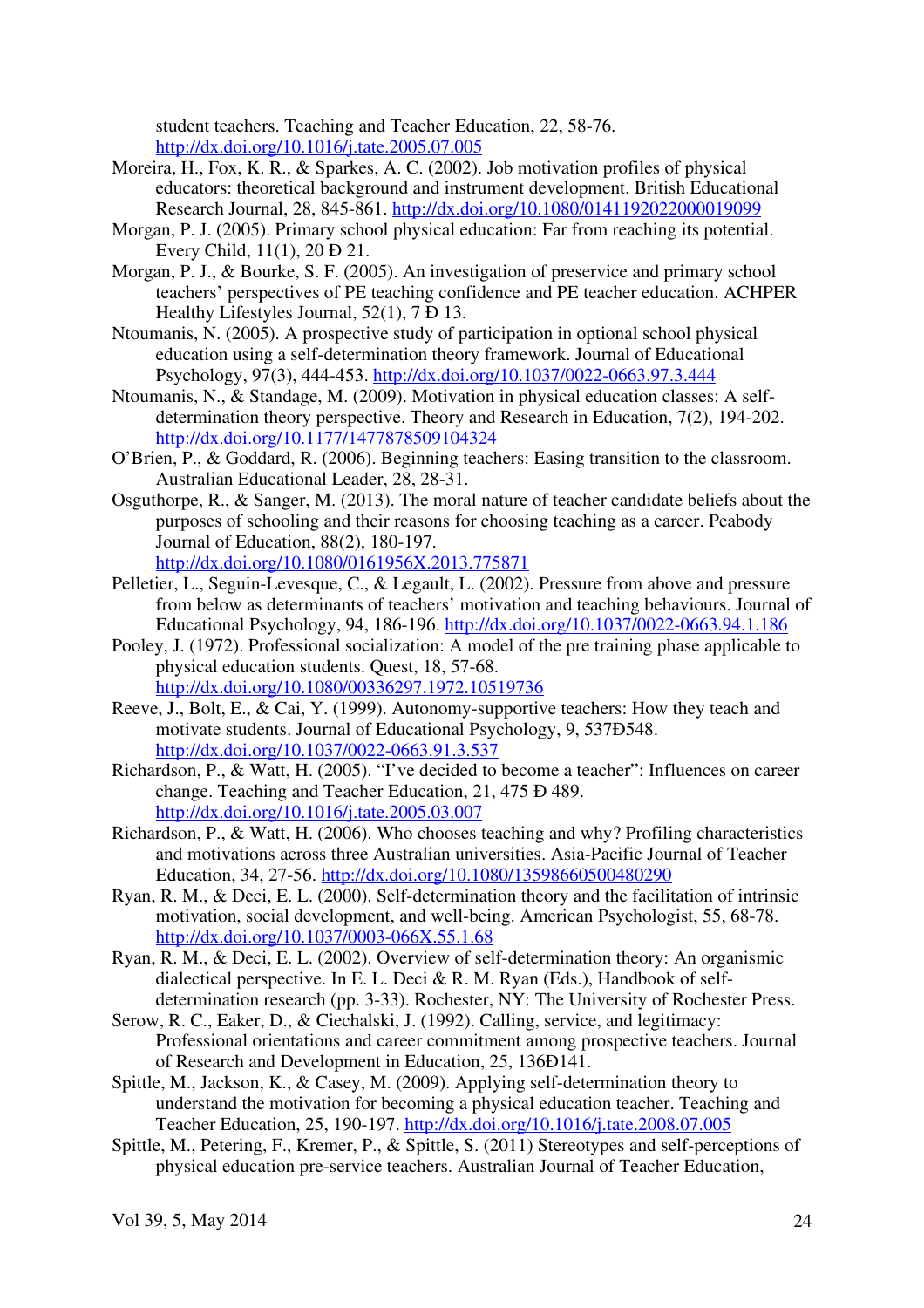student teachers. Teaching and Teacher Education, 22, 58-76. http://dx.doi.org/10.1016/j.tate.2005.07.005

Moreira, H., Fox, K. R., & Sparkes, A. C. (2002). Job motivation profiles of physical educators: theoretical background and instrument development. British Educational Research Journal, 28, 845-861. http://dx.doi.org/10.1080/0141192022000019099

Morgan, P. J. (2005). Primary school physical education: Far from reaching its potential. Every Child, 11(1), 20 Ð 21.

Morgan, P. J., & Bourke, S. F. (2005). An investigation of preservice and primary school teachers' perspectives of PE teaching confidence and PE teacher education. ACHPER Healthy Lifestyles Journal, 52(1), 7 Ð 13.

Ntoumanis, N. (2005). A prospective study of participation in optional school physical education using a self-determination theory framework. Journal of Educational Psychology, 97(3), 444-453. http://dx.doi.org/10.1037/0022-0663.97.3.444

Ntoumanis, N., & Standage, M. (2009). Motivation in physical education classes: A self-determination theory perspective. Theory and Research in Education, 7(2), 194-202. http://dx.doi.org/10.1177/1477878509104324

O'Brien, P., & Goddard, R. (2006). Beginning teachers: Easing transition to the classroom. Australian Educational Leader, 28, 28-31.

Osguthorpe, R., & Sanger, M. (2013). The moral nature of teacher candidate beliefs about the purposes of schooling and their reasons for choosing teaching as a career. Peabody Journal of Education, 88(2), 180-197. http://dx.doi.org/10.1080/0161956X.2013.775871

Pelletier, L., Seguin-Levesque, C., & Legault, L. (2002). Pressure from above and pressure from below as determinants of teachers' motivation and teaching behaviours. Journal of Educational Psychology, 94, 186-196. http://dx.doi.org/10.1037/0022-0663.94.1.186

Pooley, J. (1972). Professional socialization: A model of the pre training phase applicable to physical education students. Quest, 18, 57-68. http://dx.doi.org/10.1080/00336297.1972.10519736

Reeve, J., Bolt, E., & Cai, Y. (1999). Autonomy-supportive teachers: How they teach and motivate students. Journal of Educational Psychology, 9, 537Ð548. http://dx.doi.org/10.1037/0022-0663.91.3.537

Richardson, P., & Watt, H. (2005). "I've decided to become a teacher": Influences on career change. Teaching and Teacher Education, 21, 475 Ð 489. http://dx.doi.org/10.1016/j.tate.2005.03.007

Richardson, P., & Watt, H. (2006). Who chooses teaching and why? Profiling characteristics and motivations across three Australian universities. Asia-Pacific Journal of Teacher Education, 34, 27-56. http://dx.doi.org/10.1080/13598660500480290

Ryan, R. M., & Deci, E. L. (2000). Self-determination theory and the facilitation of intrinsic motivation, social development, and well-being. American Psychologist, 55, 68-78. http://dx.doi.org/10.1037/0003-066X.55.1.68

Ryan, R. M., & Deci, E. L. (2002). Overview of self-determination theory: An organismic dialectical perspective. In E. L. Deci & R. M. Ryan (Eds.), Handbook of self-determination research (pp. 3-33). Rochester, NY: The University of Rochester Press.

Serow, R. C., Eaker, D., & Ciechalski, J. (1992). Calling, service, and legitimacy: Professional orientations and career commitment among prospective teachers. Journal of Research and Development in Education, 25, 136Ð141.

Spittle, M., Jackson, K., & Casey, M. (2009). Applying self-determination theory to understand the motivation for becoming a physical education teacher. Teaching and Teacher Education, 25, 190-197. http://dx.doi.org/10.1016/j.tate.2008.07.005

Spittle, M., Petering, F., Kremer, P., & Spittle, S. (2011) Stereotypes and self-perceptions of physical education pre-service teachers. Australian Journal of Teacher Education,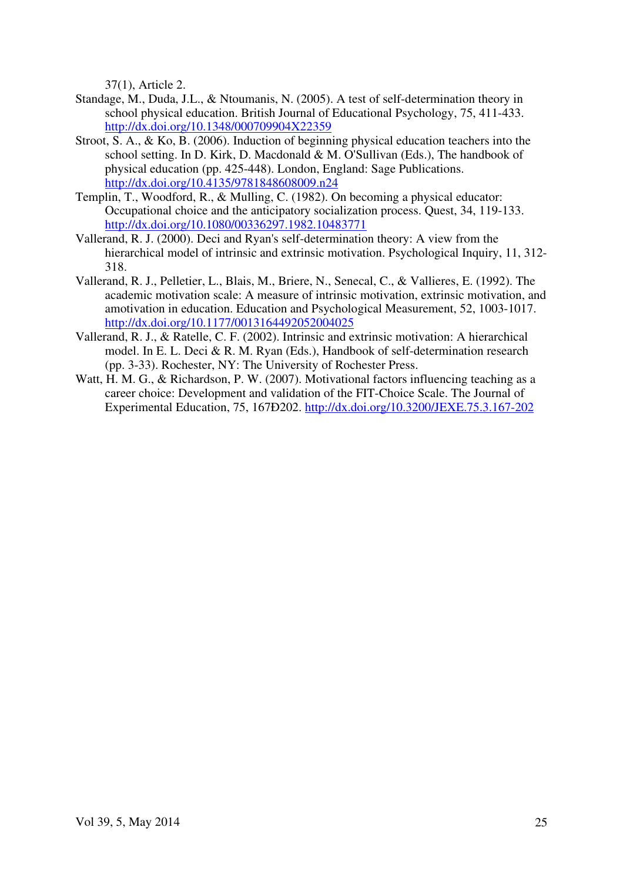37(1), Article 2.

Standage, M., Duda, J.L., & Ntoumanis, N. (2005). A test of self-determination theory in school physical education. British Journal of Educational Psychology, 75, 411-433. http://dx.doi.org/10.1348/000709904X22359

Stroot, S. A., & Ko, B. (2006). Induction of beginning physical education teachers into the school setting. In D. Kirk, D. Macdonald & M. O'Sullivan (Eds.), The handbook of physical education (pp. 425-448). London, England: Sage Publications. http://dx.doi.org/10.4135/9781848608009.n24

Templin, T., Woodford, R., & Mulling, C. (1982). On becoming a physical educator: Occupational choice and the anticipatory socialization process. Quest, 34, 119-133. http://dx.doi.org/10.1080/00336297.1982.10483771

Vallerand, R. J. (2000). Deci and Ryan's self-determination theory: A view from the hierarchical model of intrinsic and extrinsic motivation. Psychological Inquiry, 11, 312-318.

Vallerand, R. J., Pelletier, L., Blais, M., Briere, N., Senecal, C., & Vallieres, E. (1992). The academic motivation scale: A measure of intrinsic motivation, extrinsic motivation, and amotivation in education. Education and Psychological Measurement, 52, 1003-1017. http://dx.doi.org/10.1177/0013164492052004025

Vallerand, R. J., & Ratelle, C. F. (2002). Intrinsic and extrinsic motivation: A hierarchical model. In E. L. Deci & R. M. Ryan (Eds.), Handbook of self-determination research (pp. 3-33). Rochester, NY: The University of Rochester Press.

Watt, H. M. G., & Richardson, P. W. (2007). Motivational factors influencing teaching as a career choice: Development and validation of the FIT-Choice Scale. The Journal of Experimental Education, 75, 167Ð202. http://dx.doi.org/10.3200/JEXE.75.3.167-202